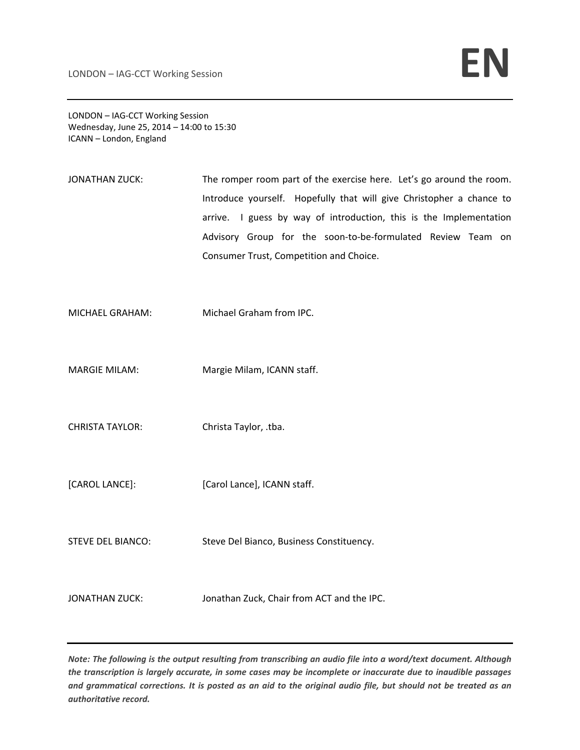LONDON – IAG-CCT Working Session
Wednesday, June 25, 2014 – 14:00 to 15:30
ICANN – London, England

JONATHAN ZUCK: The romper room part of the exercise here. Let's go around the room. Introduce yourself. Hopefully that will give Christopher a chance to arrive. I guess by way of introduction, this is the Implementation Advisory Group for the soon-to-be-formulated Review Team on Consumer Trust, Competition and Choice.

MICHAEL GRAHAM: Michael Graham from IPC.

MARGIE MILAM: Margie Milam, ICANN staff.

CHRISTA TAYLOR: Christa Taylor, .tba.

[CAROL LANCE]: [Carol Lance], ICANN staff.

STEVE DEL BIANCO: Steve Del Bianco, Business Constituency.

JONATHAN ZUCK: Jonathan Zuck, Chair from ACT and the IPC.

***Note: The following is the output resulting from transcribing an audio file into a word/text document. Although the transcription is largely accurate, in some cases may be incomplete or inaccurate due to inaudible passages and grammatical corrections. It is posted as an aid to the original audio file, but should not be treated as an authoritative record.***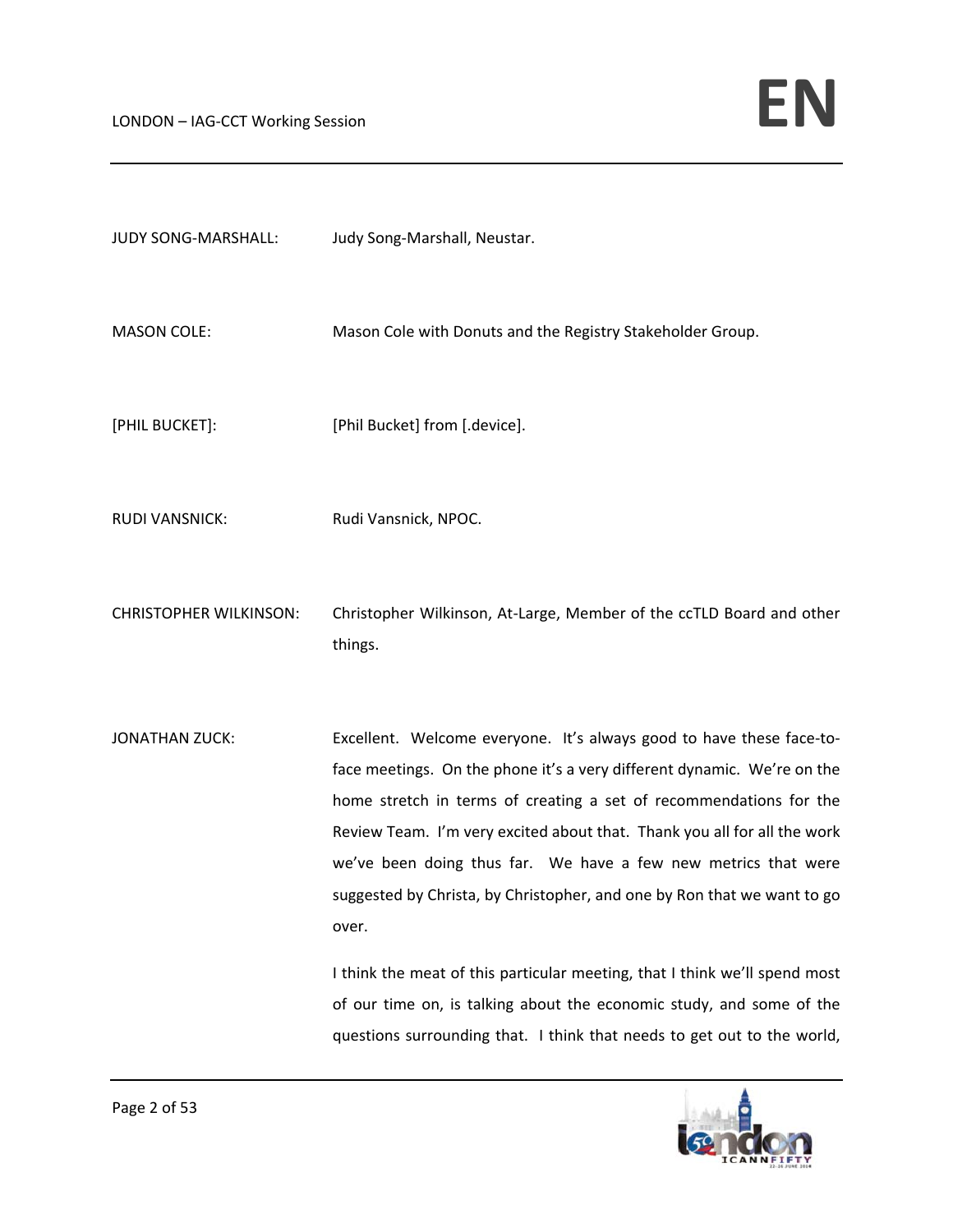JUDY SONG-MARSHALL: Judy Song-Marshall, Neustar.

MASON COLE: Mason Cole with Donuts and the Registry Stakeholder Group.

[PHIL BUCKET]: [Phil Bucket] from [.device].

RUDI VANSNICK: Rudi Vansnick, NPOC.

CHRISTOPHER WILKINSON: Christopher Wilkinson, At-Large, Member of the ccTLD Board and other things.

JONATHAN ZUCK: Excellent. Welcome everyone. It's always good to have these face-to-face meetings. On the phone it's a very different dynamic. We're on the home stretch in terms of creating a set of recommendations for the Review Team. I'm very excited about that. Thank you all for all the work we've been doing thus far. We have a few new metrics that were suggested by Christa, by Christopher, and one by Ron that we want to go over.

I think the meat of this particular meeting, that I think we'll spend most of our time on, is talking about the economic study, and some of the questions surrounding that. I think that needs to get out to the world,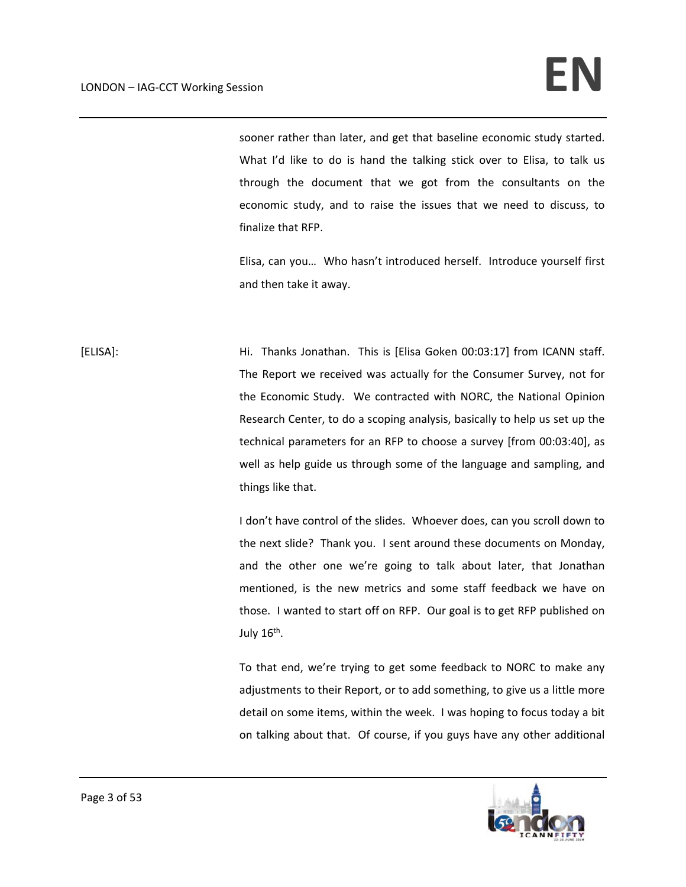sooner rather than later, and get that baseline economic study started. What I'd like to do is hand the talking stick over to Elisa, to talk us through the document that we got from the consultants on the economic study, and to raise the issues that we need to discuss, to finalize that RFP.

Elisa, can you… Who hasn't introduced herself. Introduce yourself first and then take it away.

[ELISA]: Hi. Thanks Jonathan. This is [Elisa Goken 00:03:17] from ICANN staff. The Report we received was actually for the Consumer Survey, not for the Economic Study. We contracted with NORC, the National Opinion Research Center, to do a scoping analysis, basically to help us set up the technical parameters for an RFP to choose a survey [from 00:03:40], as well as help guide us through some of the language and sampling, and things like that.

I don't have control of the slides. Whoever does, can you scroll down to the next slide? Thank you. I sent around these documents on Monday, and the other one we're going to talk about later, that Jonathan mentioned, is the new metrics and some staff feedback we have on those. I wanted to start off on RFP. Our goal is to get RFP published on July 16th.

To that end, we're trying to get some feedback to NORC to make any adjustments to their Report, or to add something, to give us a little more detail on some items, within the week. I was hoping to focus today a bit on talking about that. Of course, if you guys have any other additional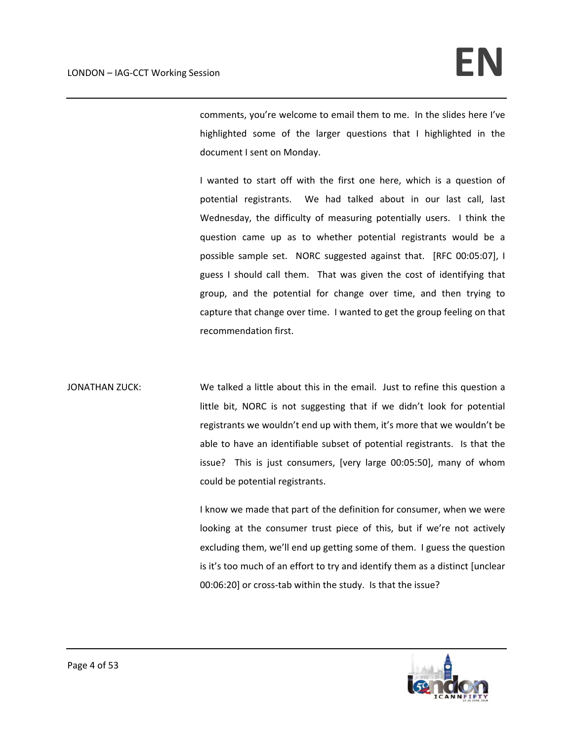comments, you're welcome to email them to me. In the slides here I've highlighted some of the larger questions that I highlighted in the document I sent on Monday.

I wanted to start off with the first one here, which is a question of potential registrants. We had talked about in our last call, last Wednesday, the difficulty of measuring potentially users. I think the question came up as to whether potential registrants would be a possible sample set. NORC suggested against that. [RFC 00:05:07], I guess I should call them. That was given the cost of identifying that group, and the potential for change over time, and then trying to capture that change over time. I wanted to get the group feeling on that recommendation first.

JONATHAN ZUCK: We talked a little about this in the email. Just to refine this question a little bit, NORC is not suggesting that if we didn't look for potential registrants we wouldn't end up with them, it's more that we wouldn't be able to have an identifiable subset of potential registrants. Is that the issue? This is just consumers, [very large 00:05:50], many of whom could be potential registrants.

I know we made that part of the definition for consumer, when we were looking at the consumer trust piece of this, but if we're not actively excluding them, we'll end up getting some of them. I guess the question is it's too much of an effort to try and identify them as a distinct [unclear 00:06:20] or cross-tab within the study. Is that the issue?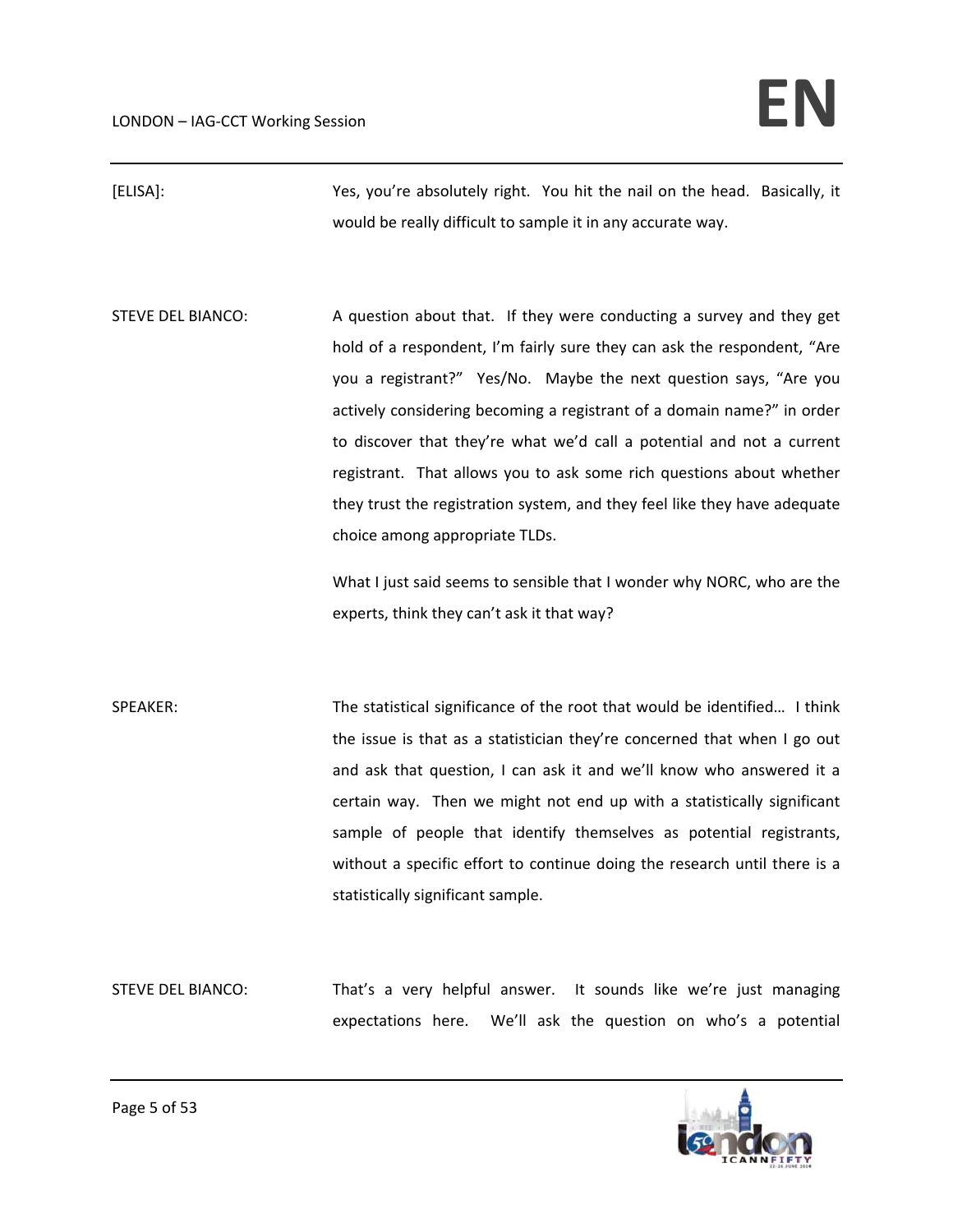[ELISA]: Yes, you're absolutely right. You hit the nail on the head. Basically, it would be really difficult to sample it in any accurate way.

STEVE DEL BIANCO: A question about that. If they were conducting a survey and they get hold of a respondent, I'm fairly sure they can ask the respondent, "Are you a registrant?" Yes/No. Maybe the next question says, "Are you actively considering becoming a registrant of a domain name?" in order to discover that they're what we'd call a potential and not a current registrant. That allows you to ask some rich questions about whether they trust the registration system, and they feel like they have adequate choice among appropriate TLDs.

What I just said seems to sensible that I wonder why NORC, who are the experts, think they can't ask it that way?

SPEAKER: The statistical significance of the root that would be identified… I think the issue is that as a statistician they're concerned that when I go out and ask that question, I can ask it and we'll know who answered it a certain way. Then we might not end up with a statistically significant sample of people that identify themselves as potential registrants, without a specific effort to continue doing the research until there is a statistically significant sample.

STEVE DEL BIANCO: That's a very helpful answer. It sounds like we're just managing expectations here. We'll ask the question on who's a potential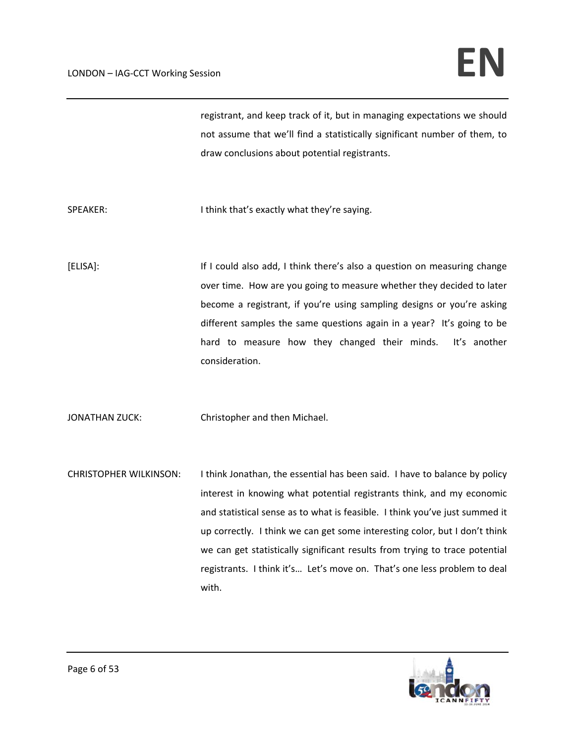registrant, and keep track of it, but in managing expectations we should not assume that we'll find a statistically significant number of them, to draw conclusions about potential registrants.

SPEAKER: I think that's exactly what they're saying.

[ELISA]: If I could also add, I think there's also a question on measuring change over time. How are you going to measure whether they decided to later become a registrant, if you're using sampling designs or you're asking different samples the same questions again in a year? It's going to be hard to measure how they changed their minds. It's another consideration.

JONATHAN ZUCK: Christopher and then Michael.

CHRISTOPHER WILKINSON: I think Jonathan, the essential has been said. I have to balance by policy interest in knowing what potential registrants think, and my economic and statistical sense as to what is feasible. I think you've just summed it up correctly. I think we can get some interesting color, but I don't think we can get statistically significant results from trying to trace potential registrants. I think it's… Let's move on. That's one less problem to deal with.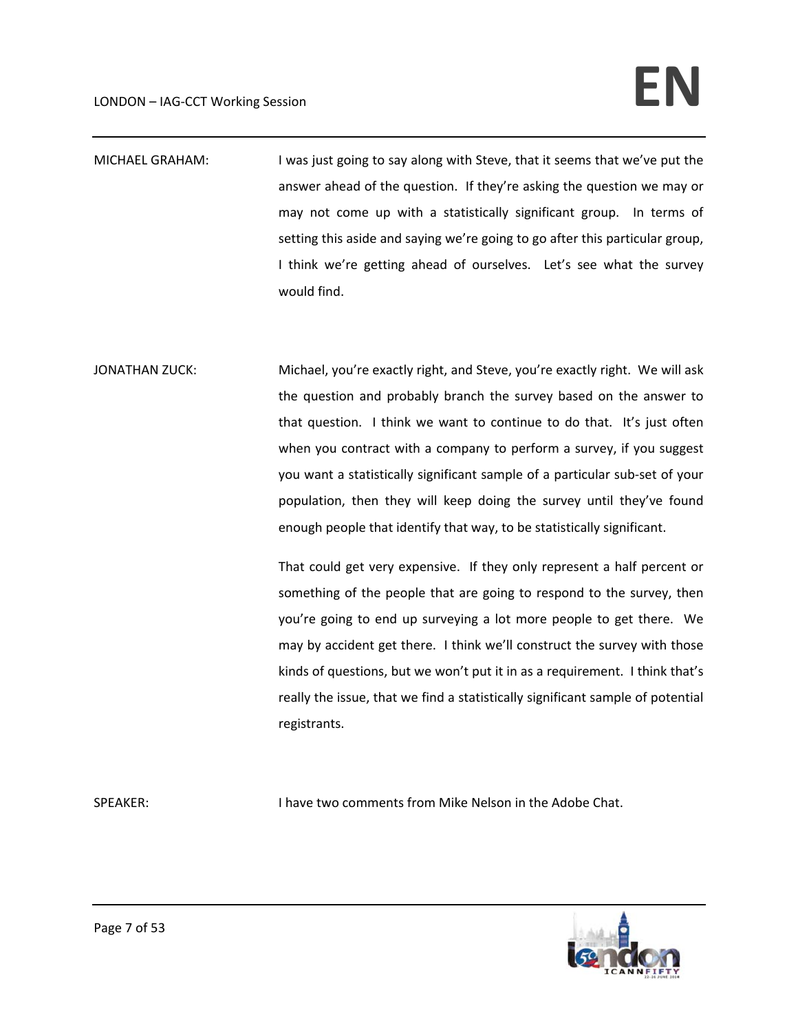MICHAEL GRAHAM: I was just going to say along with Steve, that it seems that we've put the answer ahead of the question. If they're asking the question we may or may not come up with a statistically significant group. In terms of setting this aside and saying we're going to go after this particular group, I think we're getting ahead of ourselves. Let's see what the survey would find.

JONATHAN ZUCK: Michael, you're exactly right, and Steve, you're exactly right. We will ask the question and probably branch the survey based on the answer to that question. I think we want to continue to do that. It's just often when you contract with a company to perform a survey, if you suggest you want a statistically significant sample of a particular sub-set of your population, then they will keep doing the survey until they've found enough people that identify that way, to be statistically significant.

That could get very expensive. If they only represent a half percent or something of the people that are going to respond to the survey, then you're going to end up surveying a lot more people to get there. We may by accident get there. I think we'll construct the survey with those kinds of questions, but we won't put it in as a requirement. I think that's really the issue, that we find a statistically significant sample of potential registrants.

SPEAKER: I have two comments from Mike Nelson in the Adobe Chat.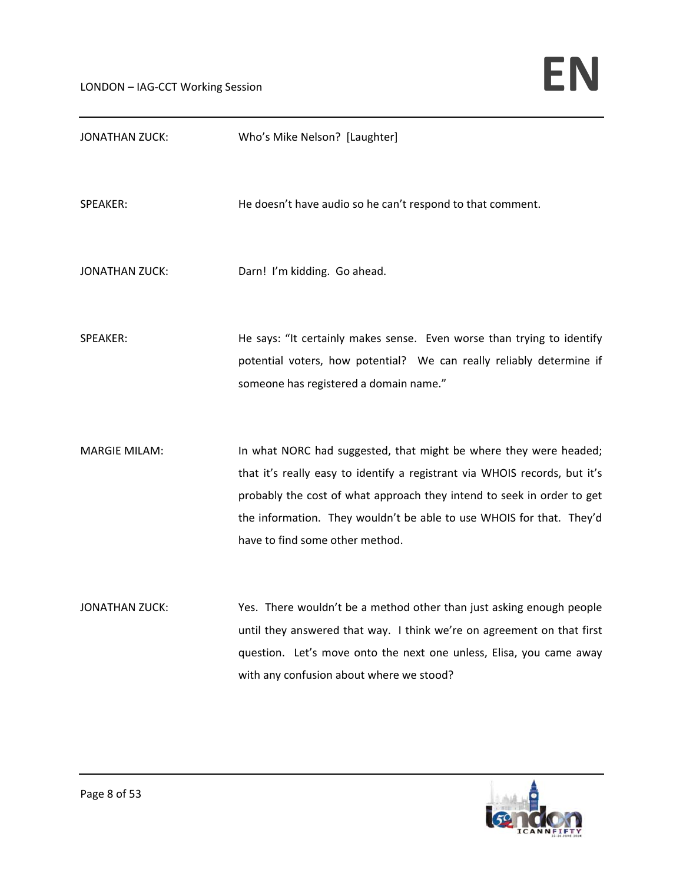| | |
|---|---|
| JONATHAN ZUCK: | Who's Mike Nelson? [Laughter] |
| SPEAKER: | He doesn't have audio so he can't respond to that comment. |
| JONATHAN ZUCK: | Darn! I'm kidding. Go ahead. |
| SPEAKER: | He says: "It certainly makes sense. Even worse than trying to identify potential voters, how potential? We can really reliably determine if someone has registered a domain name." |
| MARGIE MILAM: | In what NORC had suggested, that might be where they were headed; that it's really easy to identify a registrant via WHOIS records, but it's probably the cost of what approach they intend to seek in order to get the information. They wouldn't be able to use WHOIS for that. They'd have to find some other method. |
| JONATHAN ZUCK: | Yes. There wouldn't be a method other than just asking enough people until they answered that way. I think we're on agreement on that first question. Let's move onto the next one unless, Elisa, you came away with any confusion about where we stood? |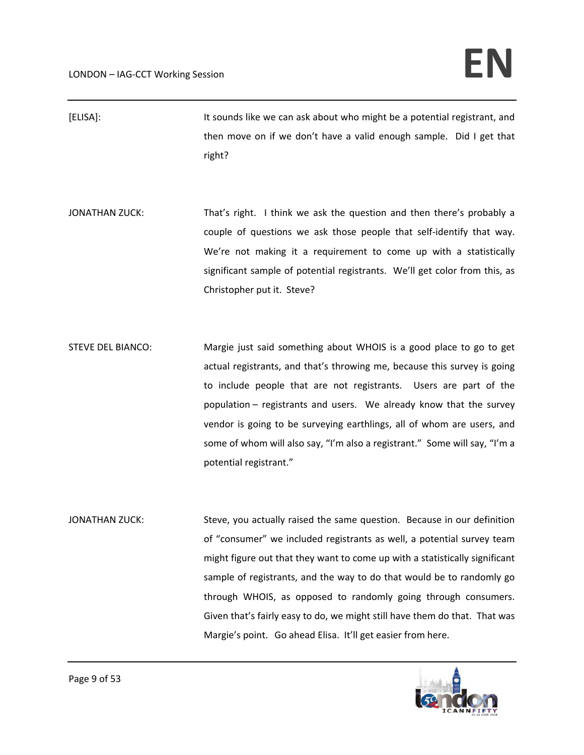[ELISA]: It sounds like we can ask about who might be a potential registrant, and then move on if we don't have a valid enough sample. Did I get that right?

JONATHAN ZUCK: That's right. I think we ask the question and then there's probably a couple of questions we ask those people that self-identify that way. We're not making it a requirement to come up with a statistically significant sample of potential registrants. We'll get color from this, as Christopher put it. Steve?

STEVE DEL BIANCO: Margie just said something about WHOIS is a good place to go to get actual registrants, and that's throwing me, because this survey is going to include people that are not registrants. Users are part of the population – registrants and users. We already know that the survey vendor is going to be surveying earthlings, all of whom are users, and some of whom will also say, "I'm also a registrant." Some will say, "I'm a potential registrant."

JONATHAN ZUCK: Steve, you actually raised the same question. Because in our definition of "consumer" we included registrants as well, a potential survey team might figure out that they want to come up with a statistically significant sample of registrants, and the way to do that would be to randomly go through WHOIS, as opposed to randomly going through consumers. Given that's fairly easy to do, we might still have them do that. That was Margie's point. Go ahead Elisa. It'll get easier from here.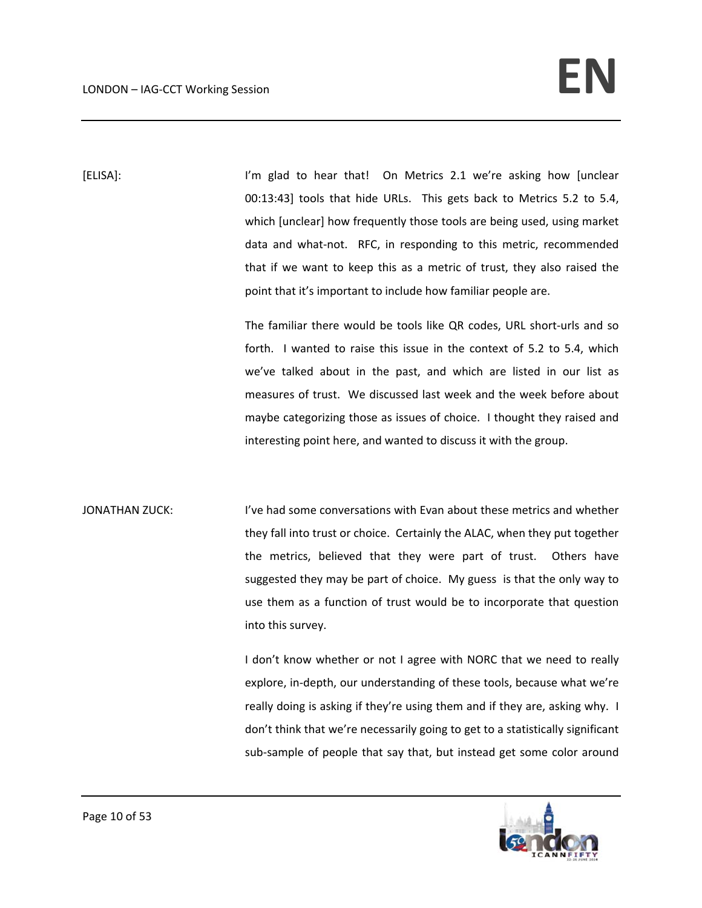[ELISA]: I'm glad to hear that! On Metrics 2.1 we're asking how [unclear 00:13:43] tools that hide URLs. This gets back to Metrics 5.2 to 5.4, which [unclear] how frequently those tools are being used, using market data and what-not. RFC, in responding to this metric, recommended that if we want to keep this as a metric of trust, they also raised the point that it's important to include how familiar people are.

The familiar there would be tools like QR codes, URL short-urls and so forth. I wanted to raise this issue in the context of 5.2 to 5.4, which we've talked about in the past, and which are listed in our list as measures of trust. We discussed last week and the week before about maybe categorizing those as issues of choice. I thought they raised and interesting point here, and wanted to discuss it with the group.

JONATHAN ZUCK: I've had some conversations with Evan about these metrics and whether they fall into trust or choice. Certainly the ALAC, when they put together the metrics, believed that they were part of trust. Others have suggested they may be part of choice. My guess is that the only way to use them as a function of trust would be to incorporate that question into this survey.

I don't know whether or not I agree with NORC that we need to really explore, in-depth, our understanding of these tools, because what we're really doing is asking if they're using them and if they are, asking why. I don't think that we're necessarily going to get to a statistically significant sub-sample of people that say that, but instead get some color around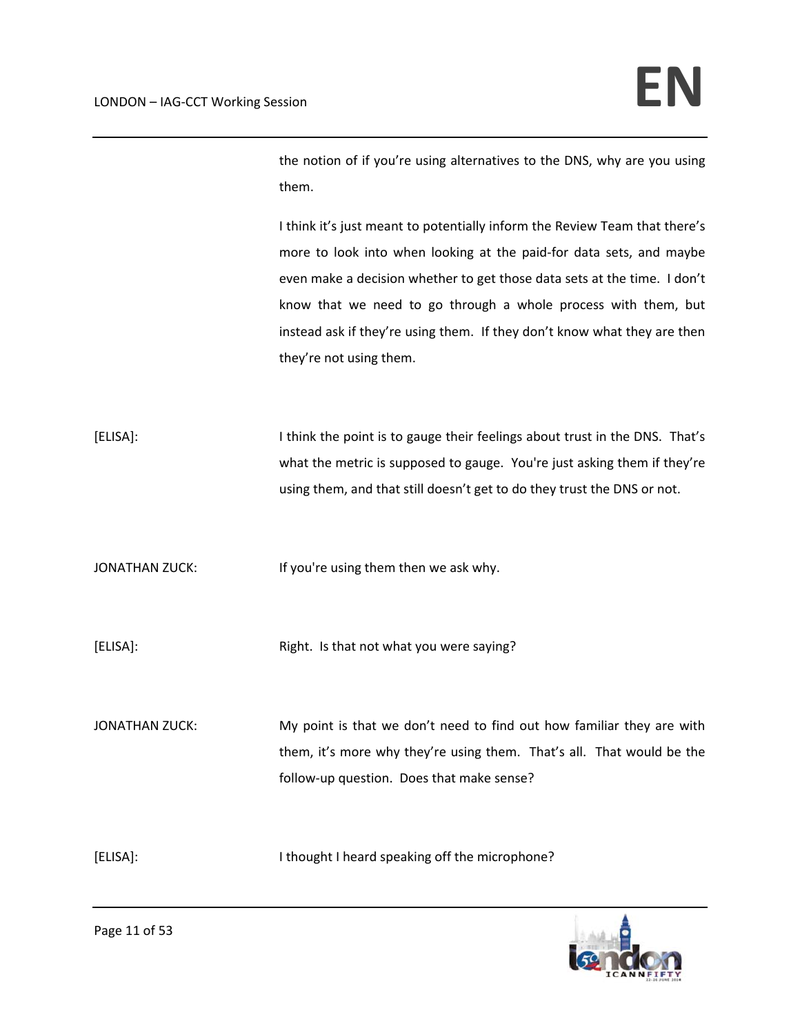the notion of if you're using alternatives to the DNS, why are you using them.

I think it's just meant to potentially inform the Review Team that there's more to look into when looking at the paid-for data sets, and maybe even make a decision whether to get those data sets at the time. I don't know that we need to go through a whole process with them, but instead ask if they're using them. If they don't know what they are then they're not using them.

[ELISA]: I think the point is to gauge their feelings about trust in the DNS. That's what the metric is supposed to gauge. You're just asking them if they're using them, and that still doesn't get to do they trust the DNS or not.

JONATHAN ZUCK: If you're using them then we ask why.

[ELISA]: Right. Is that not what you were saying?

JONATHAN ZUCK: My point is that we don't need to find out how familiar they are with them, it's more why they're using them. That's all. That would be the follow-up question. Does that make sense?

[ELISA]: I thought I heard speaking off the microphone?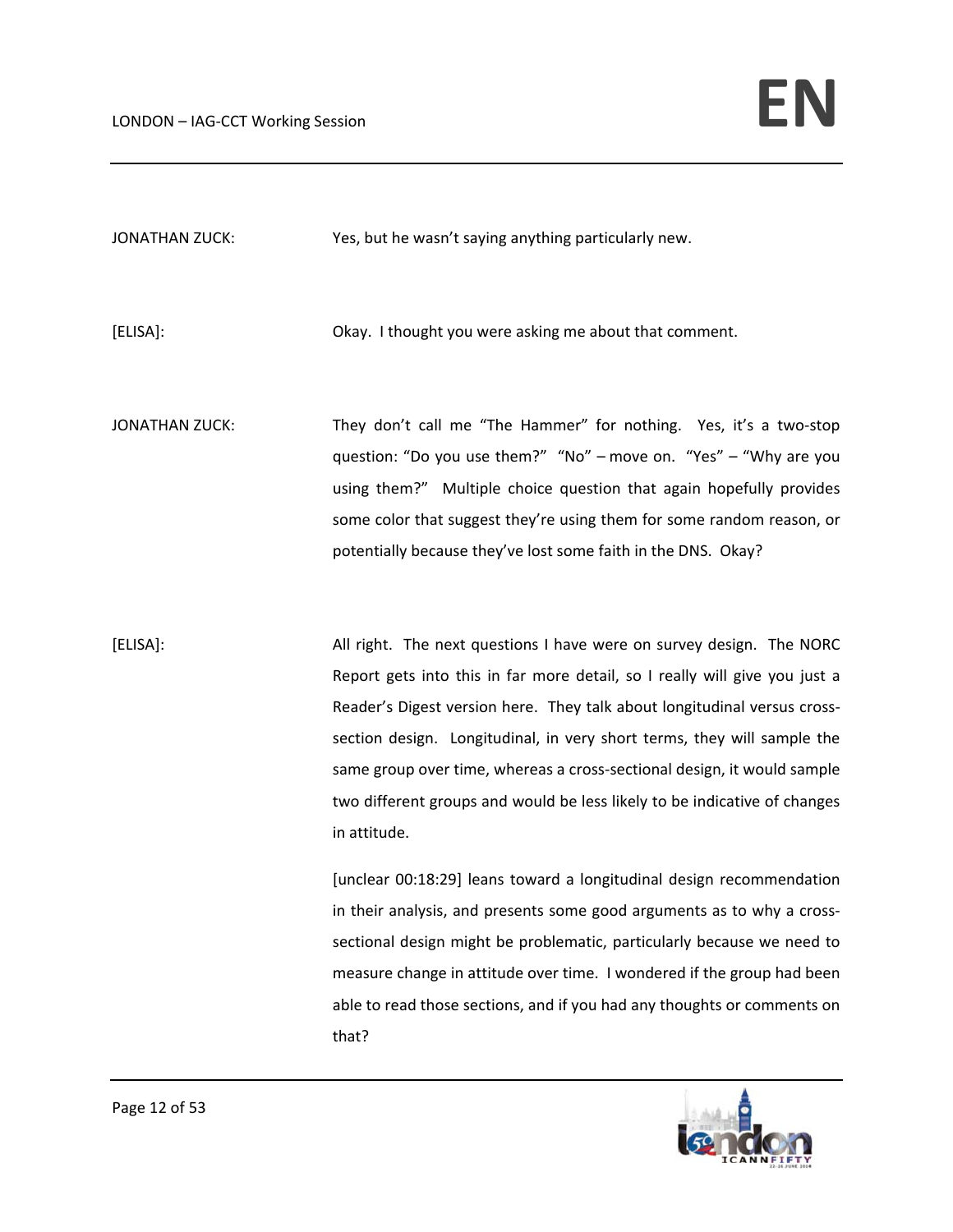JONATHAN ZUCK: Yes, but he wasn't saying anything particularly new.

[ELISA]: Okay. I thought you were asking me about that comment.

JONATHAN ZUCK: They don't call me "The Hammer" for nothing. Yes, it's a two-stop question: "Do you use them?" "No" – move on. "Yes" – "Why are you using them?" Multiple choice question that again hopefully provides some color that suggest they're using them for some random reason, or potentially because they've lost some faith in the DNS. Okay?

[ELISA]: All right. The next questions I have were on survey design. The NORC Report gets into this in far more detail, so I really will give you just a Reader's Digest version here. They talk about longitudinal versus cross-section design. Longitudinal, in very short terms, they will sample the same group over time, whereas a cross-sectional design, it would sample two different groups and would be less likely to be indicative of changes in attitude.

[unclear 00:18:29] leans toward a longitudinal design recommendation in their analysis, and presents some good arguments as to why a cross-sectional design might be problematic, particularly because we need to measure change in attitude over time. I wondered if the group had been able to read those sections, and if you had any thoughts or comments on that?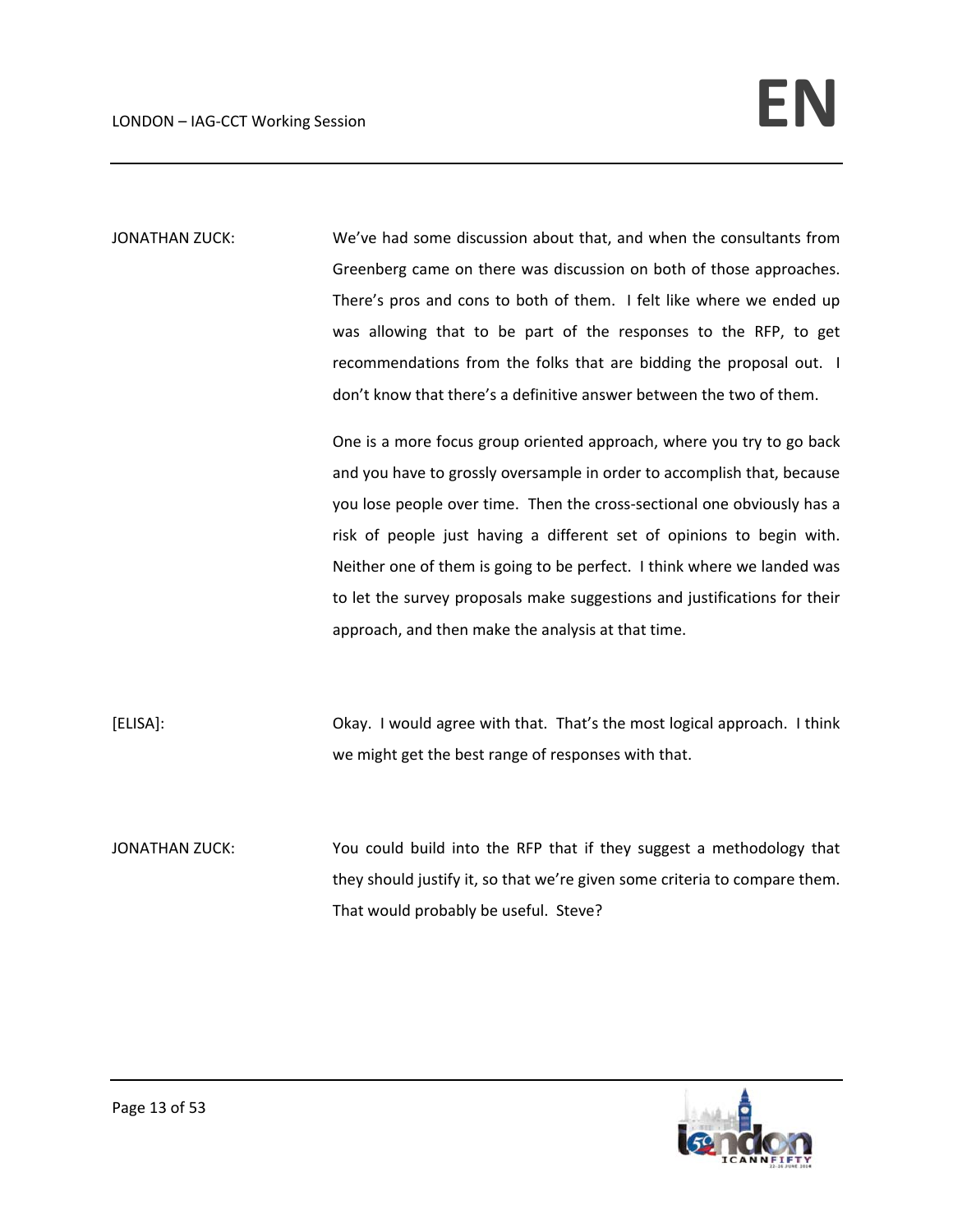JONATHAN ZUCK: We've had some discussion about that, and when the consultants from Greenberg came on there was discussion on both of those approaches. There's pros and cons to both of them. I felt like where we ended up was allowing that to be part of the responses to the RFP, to get recommendations from the folks that are bidding the proposal out. I don't know that there's a definitive answer between the two of them.

One is a more focus group oriented approach, where you try to go back and you have to grossly oversample in order to accomplish that, because you lose people over time. Then the cross-sectional one obviously has a risk of people just having a different set of opinions to begin with. Neither one of them is going to be perfect. I think where we landed was to let the survey proposals make suggestions and justifications for their approach, and then make the analysis at that time.

[ELISA]: Okay. I would agree with that. That's the most logical approach. I think we might get the best range of responses with that.

JONATHAN ZUCK: You could build into the RFP that if they suggest a methodology that they should justify it, so that we're given some criteria to compare them. That would probably be useful. Steve?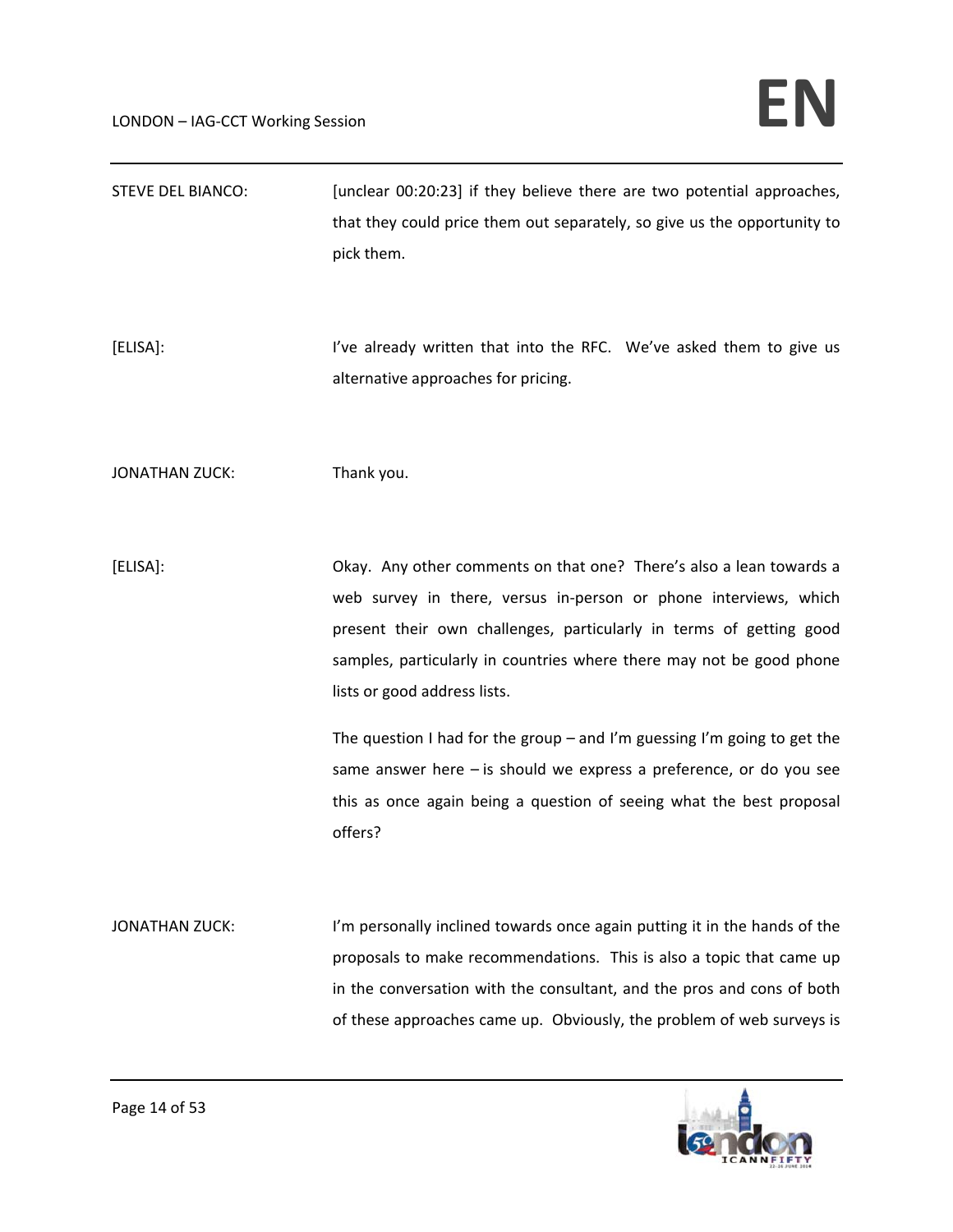STEVE DEL BIANCO: [unclear 00:20:23] if they believe there are two potential approaches, that they could price them out separately, so give us the opportunity to pick them.

[ELISA]: I've already written that into the RFC. We've asked them to give us alternative approaches for pricing.

JONATHAN ZUCK: Thank you.

[ELISA]: Okay. Any other comments on that one? There's also a lean towards a web survey in there, versus in-person or phone interviews, which present their own challenges, particularly in terms of getting good samples, particularly in countries where there may not be good phone lists or good address lists.

The question I had for the group – and I'm guessing I'm going to get the same answer here – is should we express a preference, or do you see this as once again being a question of seeing what the best proposal offers?

JONATHAN ZUCK: I'm personally inclined towards once again putting it in the hands of the proposals to make recommendations. This is also a topic that came up in the conversation with the consultant, and the pros and cons of both of these approaches came up. Obviously, the problem of web surveys is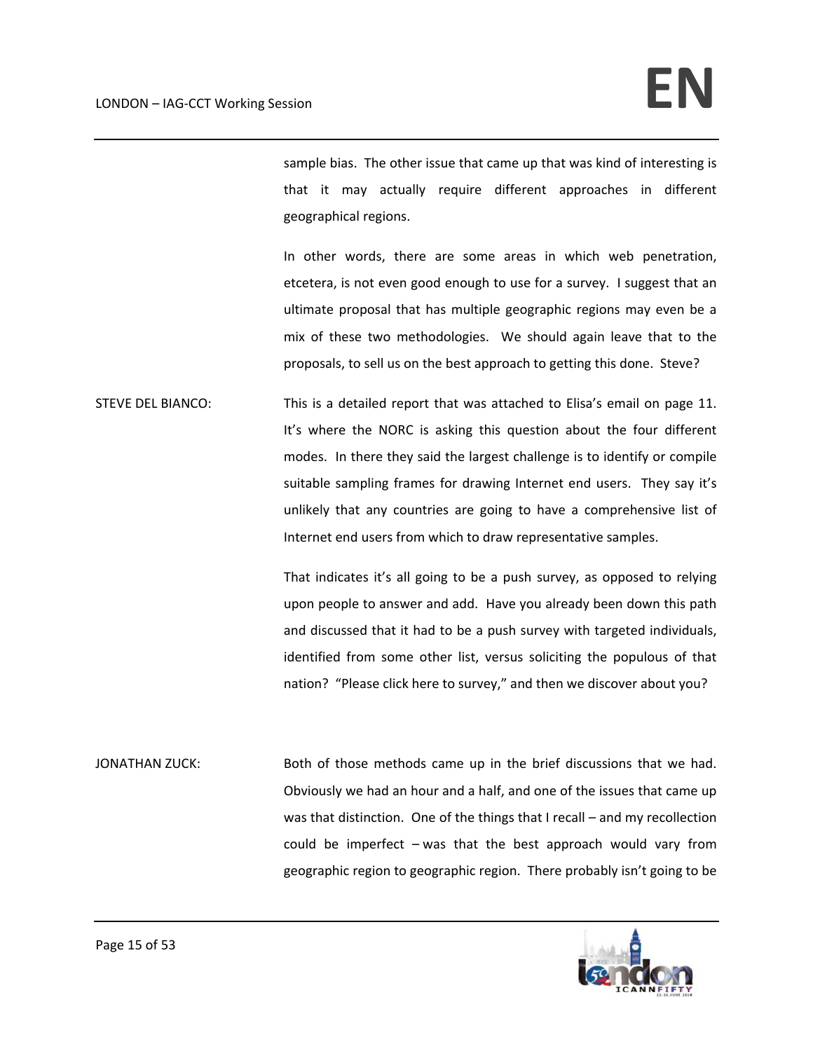sample bias. The other issue that came up that was kind of interesting is that it may actually require different approaches in different geographical regions.

In other words, there are some areas in which web penetration, etcetera, is not even good enough to use for a survey. I suggest that an ultimate proposal that has multiple geographic regions may even be a mix of these two methodologies. We should again leave that to the proposals, to sell us on the best approach to getting this done. Steve?

STEVE DEL BIANCO: This is a detailed report that was attached to Elisa's email on page 11. It's where the NORC is asking this question about the four different modes. In there they said the largest challenge is to identify or compile suitable sampling frames for drawing Internet end users. They say it's unlikely that any countries are going to have a comprehensive list of Internet end users from which to draw representative samples.

That indicates it's all going to be a push survey, as opposed to relying upon people to answer and add. Have you already been down this path and discussed that it had to be a push survey with targeted individuals, identified from some other list, versus soliciting the populous of that nation? "Please click here to survey," and then we discover about you?

JONATHAN ZUCK: Both of those methods came up in the brief discussions that we had. Obviously we had an hour and a half, and one of the issues that came up was that distinction. One of the things that I recall – and my recollection could be imperfect – was that the best approach would vary from geographic region to geographic region. There probably isn't going to be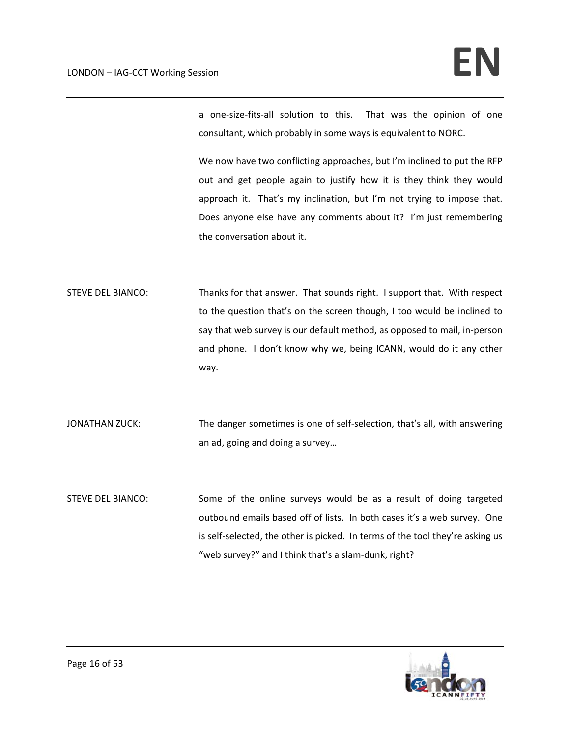a one-size-fits-all solution to this. That was the opinion of one consultant, which probably in some ways is equivalent to NORC.

We now have two conflicting approaches, but I'm inclined to put the RFP out and get people again to justify how it is they think they would approach it. That's my inclination, but I'm not trying to impose that. Does anyone else have any comments about it? I'm just remembering the conversation about it.

STEVE DEL BIANCO: Thanks for that answer. That sounds right. I support that. With respect to the question that's on the screen though, I too would be inclined to say that web survey is our default method, as opposed to mail, in-person and phone. I don't know why we, being ICANN, would do it any other way.

JONATHAN ZUCK: The danger sometimes is one of self-selection, that's all, with answering an ad, going and doing a survey…

STEVE DEL BIANCO: Some of the online surveys would be as a result of doing targeted outbound emails based off of lists. In both cases it's a web survey. One is self-selected, the other is picked. In terms of the tool they're asking us "web survey?" and I think that's a slam-dunk, right?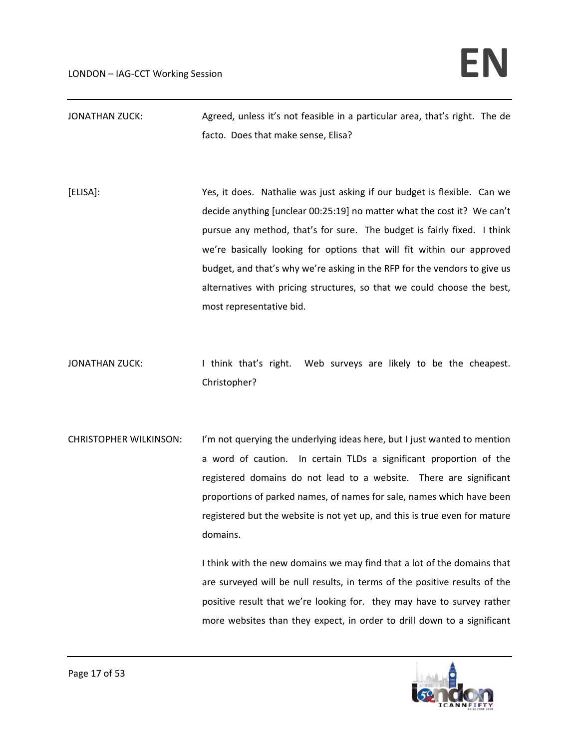JONATHAN ZUCK: Agreed, unless it's not feasible in a particular area, that's right. The de facto. Does that make sense, Elisa?

[ELISA]: Yes, it does. Nathalie was just asking if our budget is flexible. Can we decide anything [unclear 00:25:19] no matter what the cost it? We can't pursue any method, that's for sure. The budget is fairly fixed. I think we're basically looking for options that will fit within our approved budget, and that's why we're asking in the RFP for the vendors to give us alternatives with pricing structures, so that we could choose the best, most representative bid.

JONATHAN ZUCK: I think that's right. Web surveys are likely to be the cheapest. Christopher?

CHRISTOPHER WILKINSON: I'm not querying the underlying ideas here, but I just wanted to mention a word of caution. In certain TLDs a significant proportion of the registered domains do not lead to a website. There are significant proportions of parked names, of names for sale, names which have been registered but the website is not yet up, and this is true even for mature domains.

I think with the new domains we may find that a lot of the domains that are surveyed will be null results, in terms of the positive results of the positive result that we're looking for. they may have to survey rather more websites than they expect, in order to drill down to a significant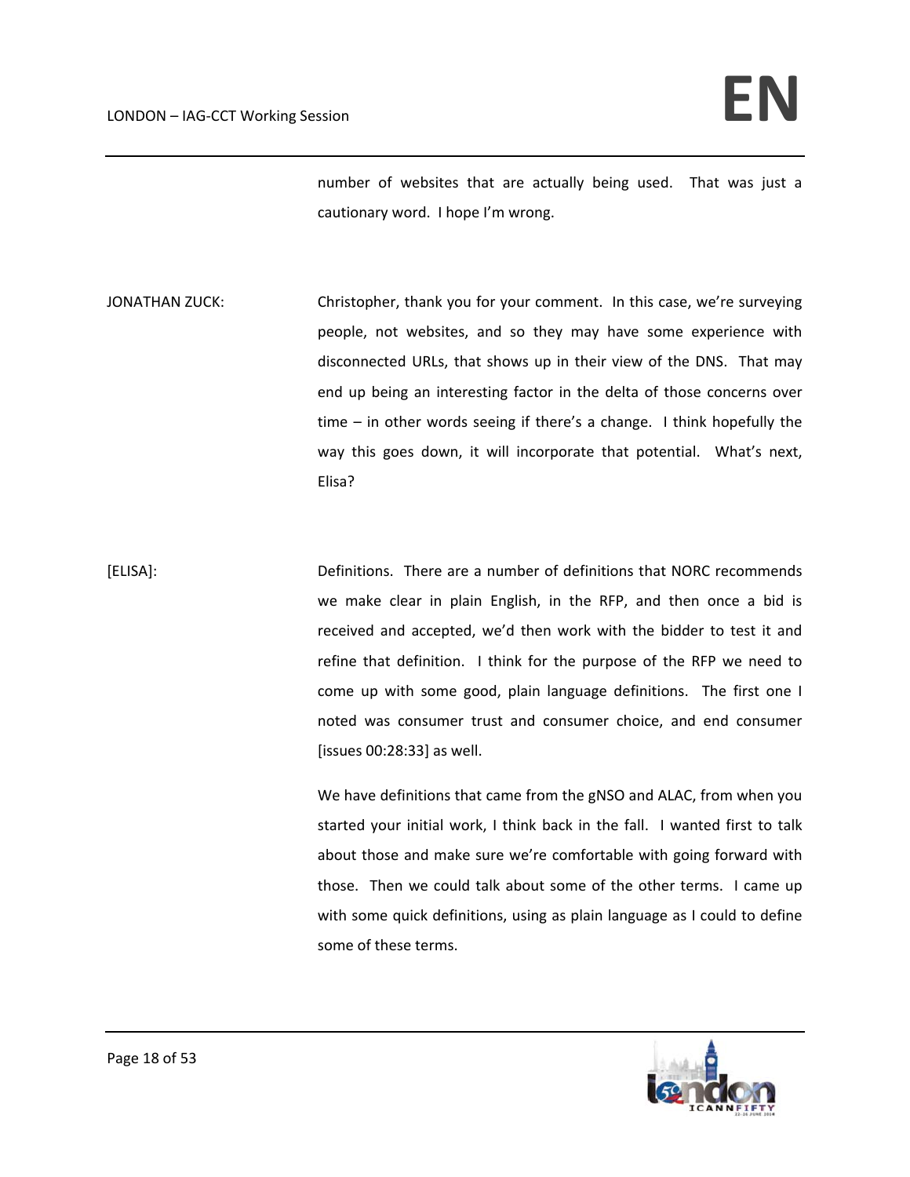number of websites that are actually being used. That was just a cautionary word. I hope I'm wrong.

JONATHAN ZUCK: Christopher, thank you for your comment. In this case, we're surveying people, not websites, and so they may have some experience with disconnected URLs, that shows up in their view of the DNS. That may end up being an interesting factor in the delta of those concerns over time – in other words seeing if there's a change. I think hopefully the way this goes down, it will incorporate that potential. What's next, Elisa?

[ELISA]: Definitions. There are a number of definitions that NORC recommends we make clear in plain English, in the RFP, and then once a bid is received and accepted, we'd then work with the bidder to test it and refine that definition. I think for the purpose of the RFP we need to come up with some good, plain language definitions. The first one I noted was consumer trust and consumer choice, and end consumer [issues 00:28:33] as well.

We have definitions that came from the gNSO and ALAC, from when you started your initial work, I think back in the fall. I wanted first to talk about those and make sure we're comfortable with going forward with those. Then we could talk about some of the other terms. I came up with some quick definitions, using as plain language as I could to define some of these terms.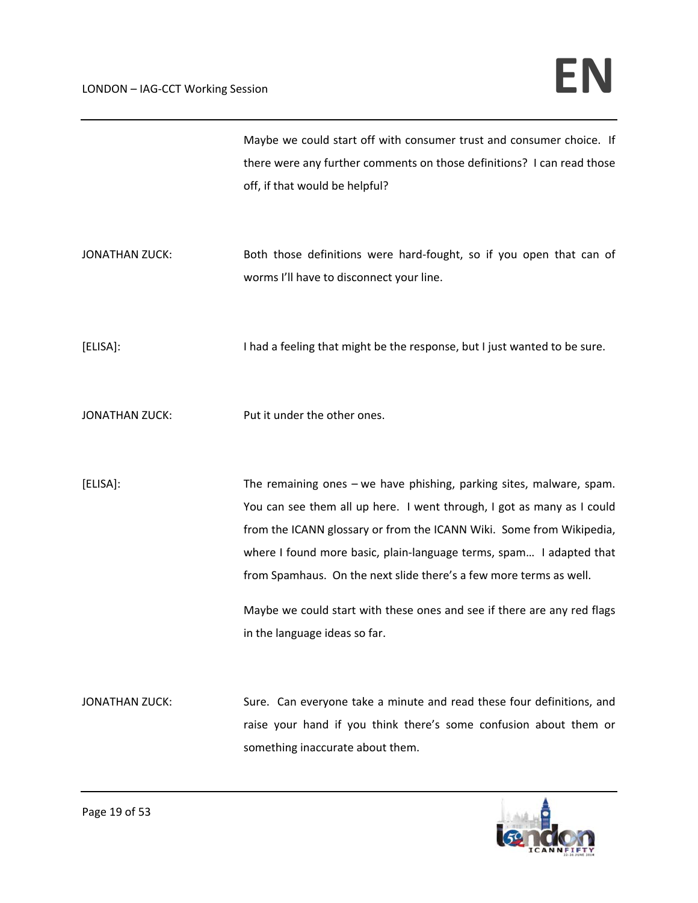Maybe we could start off with consumer trust and consumer choice. If there were any further comments on those definitions? I can read those off, if that would be helpful?

JONATHAN ZUCK: Both those definitions were hard-fought, so if you open that can of worms I'll have to disconnect your line.

[ELISA]: I had a feeling that might be the response, but I just wanted to be sure.

JONATHAN ZUCK: Put it under the other ones.

[ELISA]: The remaining ones – we have phishing, parking sites, malware, spam. You can see them all up here. I went through, I got as many as I could from the ICANN glossary or from the ICANN Wiki. Some from Wikipedia, where I found more basic, plain-language terms, spam… I adapted that from Spamhaus. On the next slide there's a few more terms as well.

Maybe we could start with these ones and see if there are any red flags in the language ideas so far.

JONATHAN ZUCK: Sure. Can everyone take a minute and read these four definitions, and raise your hand if you think there's some confusion about them or something inaccurate about them.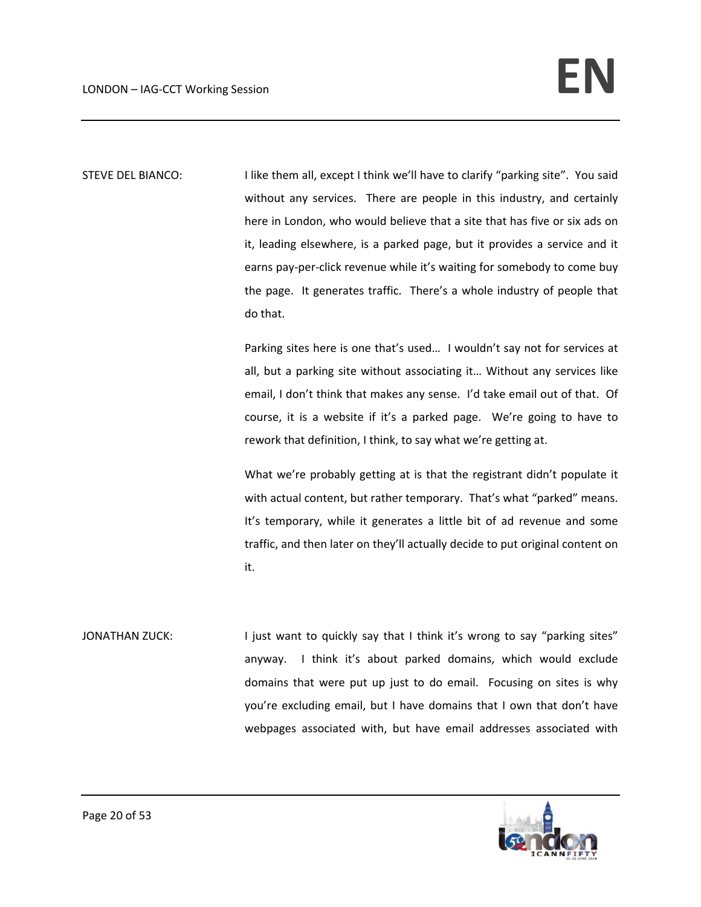STEVE DEL BIANCO: I like them all, except I think we'll have to clarify "parking site". You said without any services. There are people in this industry, and certainly here in London, who would believe that a site that has five or six ads on it, leading elsewhere, is a parked page, but it provides a service and it earns pay-per-click revenue while it's waiting for somebody to come buy the page. It generates traffic. There's a whole industry of people that do that.

Parking sites here is one that's used… I wouldn't say not for services at all, but a parking site without associating it… Without any services like email, I don't think that makes any sense. I'd take email out of that. Of course, it is a website if it's a parked page. We're going to have to rework that definition, I think, to say what we're getting at.

What we're probably getting at is that the registrant didn't populate it with actual content, but rather temporary. That's what "parked" means. It's temporary, while it generates a little bit of ad revenue and some traffic, and then later on they'll actually decide to put original content on it.

JONATHAN ZUCK: I just want to quickly say that I think it's wrong to say "parking sites" anyway. I think it's about parked domains, which would exclude domains that were put up just to do email. Focusing on sites is why you're excluding email, but I have domains that I own that don't have webpages associated with, but have email addresses associated with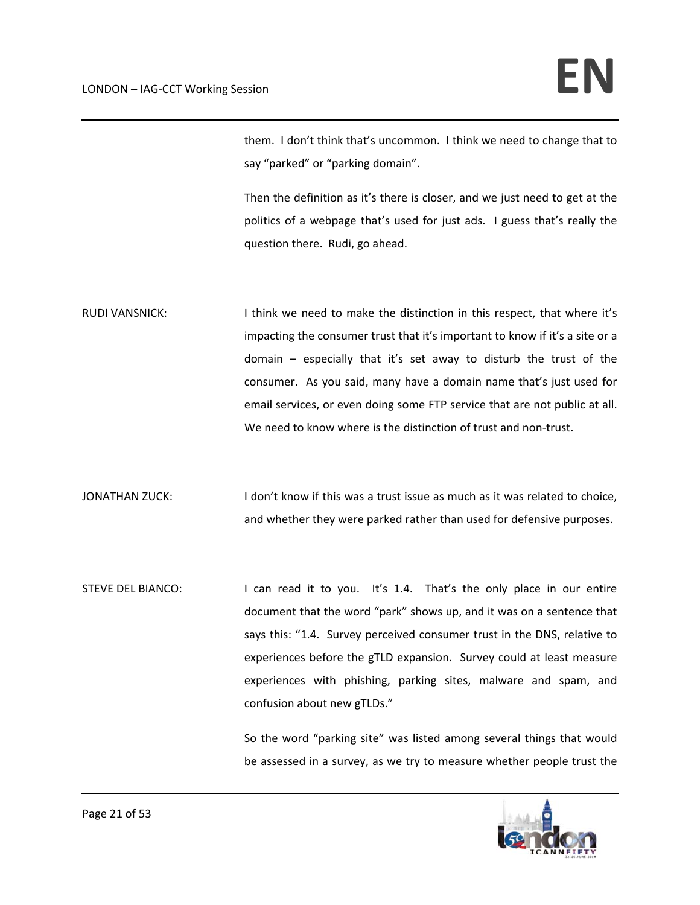them. I don't think that's uncommon. I think we need to change that to say "parked" or "parking domain".

Then the definition as it's there is closer, and we just need to get at the politics of a webpage that's used for just ads. I guess that's really the question there. Rudi, go ahead.

RUDI VANSNICK: I think we need to make the distinction in this respect, that where it's impacting the consumer trust that it's important to know if it's a site or a domain – especially that it's set away to disturb the trust of the consumer. As you said, many have a domain name that's just used for email services, or even doing some FTP service that are not public at all. We need to know where is the distinction of trust and non-trust.

JONATHAN ZUCK: I don't know if this was a trust issue as much as it was related to choice, and whether they were parked rather than used for defensive purposes.

STEVE DEL BIANCO: I can read it to you. It's 1.4. That's the only place in our entire document that the word "park" shows up, and it was on a sentence that says this: "1.4. Survey perceived consumer trust in the DNS, relative to experiences before the gTLD expansion. Survey could at least measure experiences with phishing, parking sites, malware and spam, and confusion about new gTLDs."

So the word "parking site" was listed among several things that would be assessed in a survey, as we try to measure whether people trust the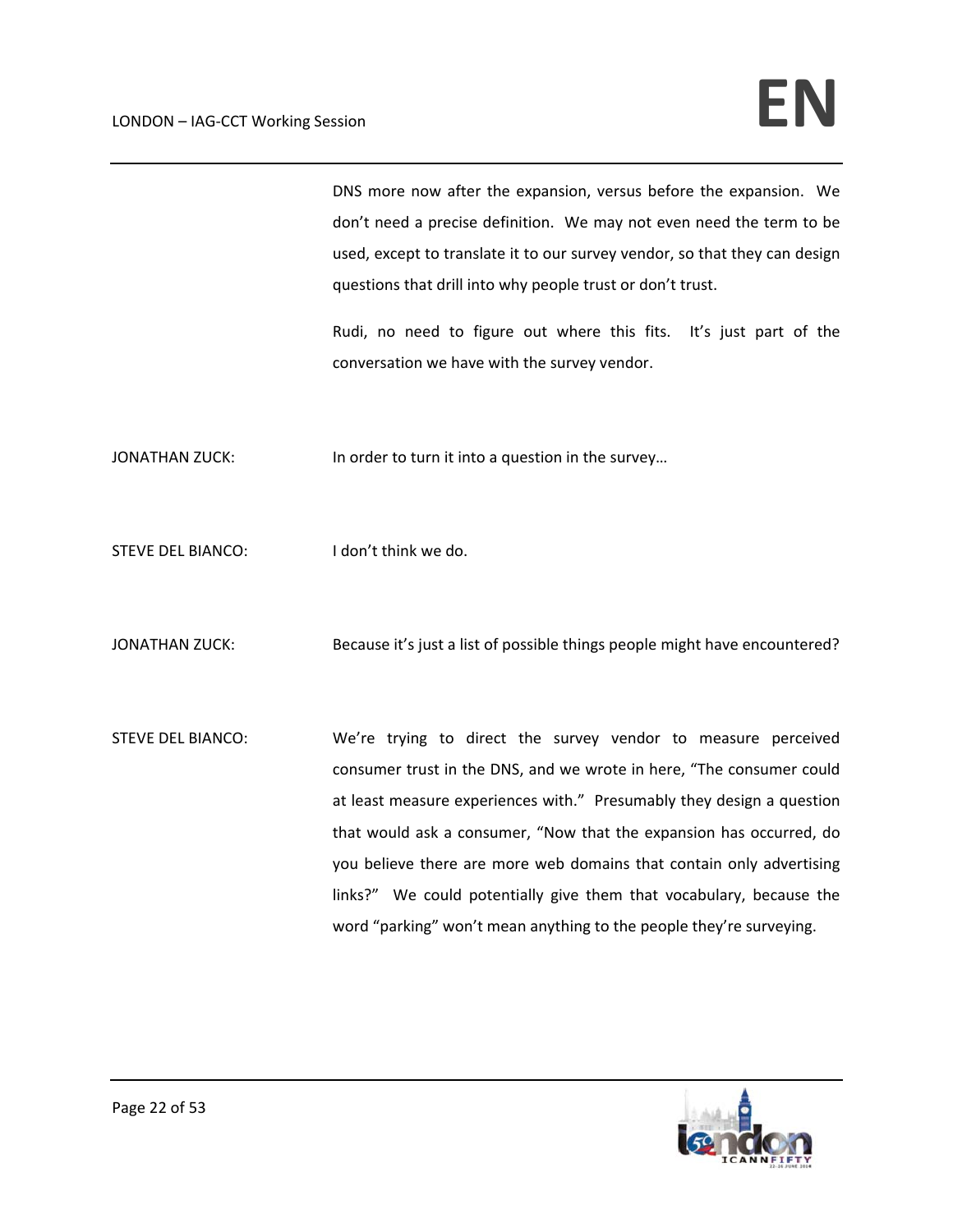DNS more now after the expansion, versus before the expansion. We don't need a precise definition. We may not even need the term to be used, except to translate it to our survey vendor, so that they can design questions that drill into why people trust or don't trust.

Rudi, no need to figure out where this fits. It's just part of the conversation we have with the survey vendor.

JONATHAN ZUCK: In order to turn it into a question in the survey…

STEVE DEL BIANCO: I don't think we do.

JONATHAN ZUCK: Because it's just a list of possible things people might have encountered?

STEVE DEL BIANCO: We're trying to direct the survey vendor to measure perceived consumer trust in the DNS, and we wrote in here, "The consumer could at least measure experiences with." Presumably they design a question that would ask a consumer, "Now that the expansion has occurred, do you believe there are more web domains that contain only advertising links?" We could potentially give them that vocabulary, because the word "parking" won't mean anything to the people they're surveying.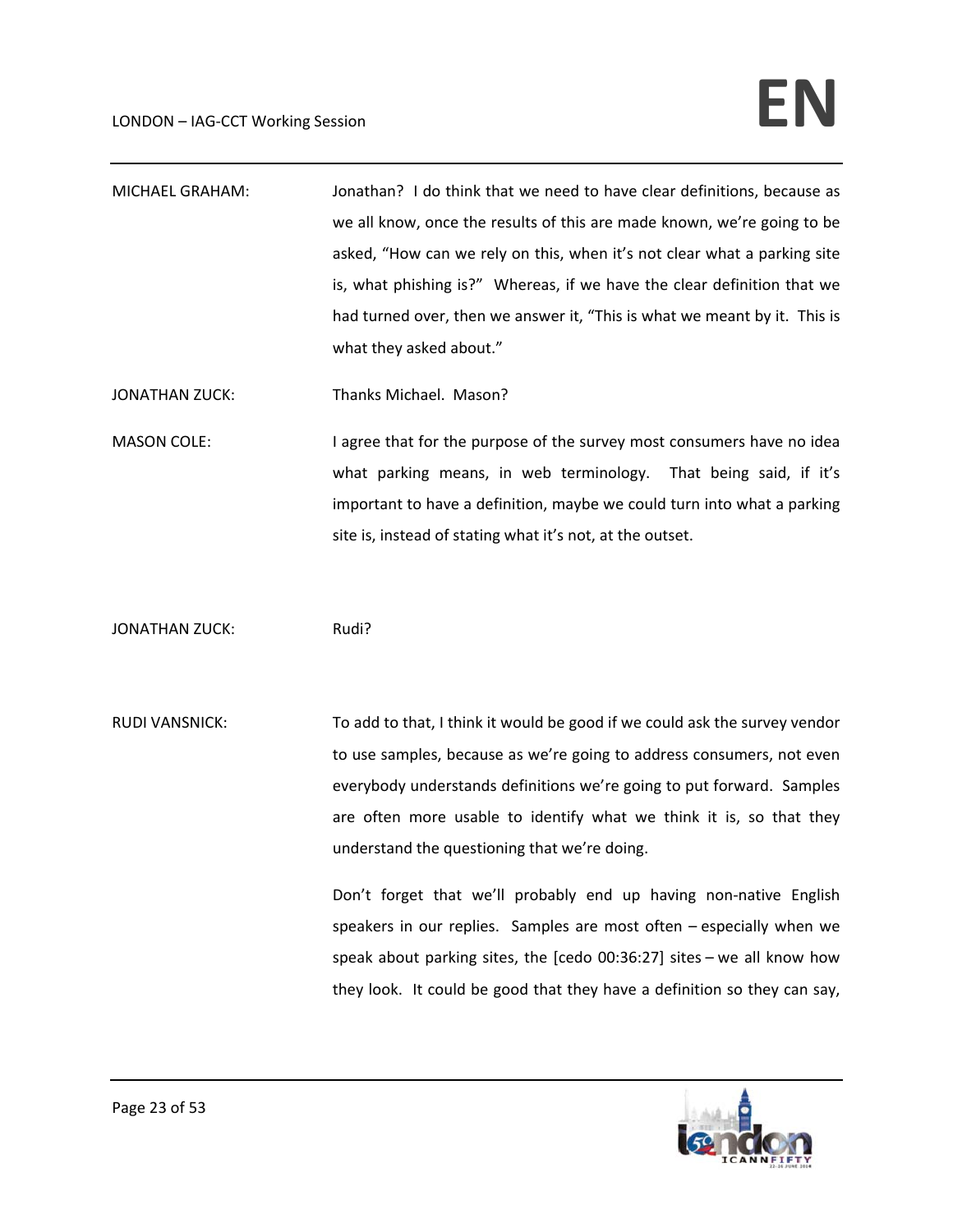MICHAEL GRAHAM: Jonathan? I do think that we need to have clear definitions, because as we all know, once the results of this are made known, we're going to be asked, "How can we rely on this, when it's not clear what a parking site is, what phishing is?" Whereas, if we have the clear definition that we had turned over, then we answer it, "This is what we meant by it. This is what they asked about."

JONATHAN ZUCK: Thanks Michael. Mason?

MASON COLE: I agree that for the purpose of the survey most consumers have no idea what parking means, in web terminology. That being said, if it's important to have a definition, maybe we could turn into what a parking site is, instead of stating what it's not, at the outset.

JONATHAN ZUCK: Rudi?

RUDI VANSNICK: To add to that, I think it would be good if we could ask the survey vendor to use samples, because as we're going to address consumers, not even everybody understands definitions we're going to put forward. Samples are often more usable to identify what we think it is, so that they understand the questioning that we're doing.

Don't forget that we'll probably end up having non-native English speakers in our replies. Samples are most often – especially when we speak about parking sites, the [cedo 00:36:27] sites – we all know how they look. It could be good that they have a definition so they can say,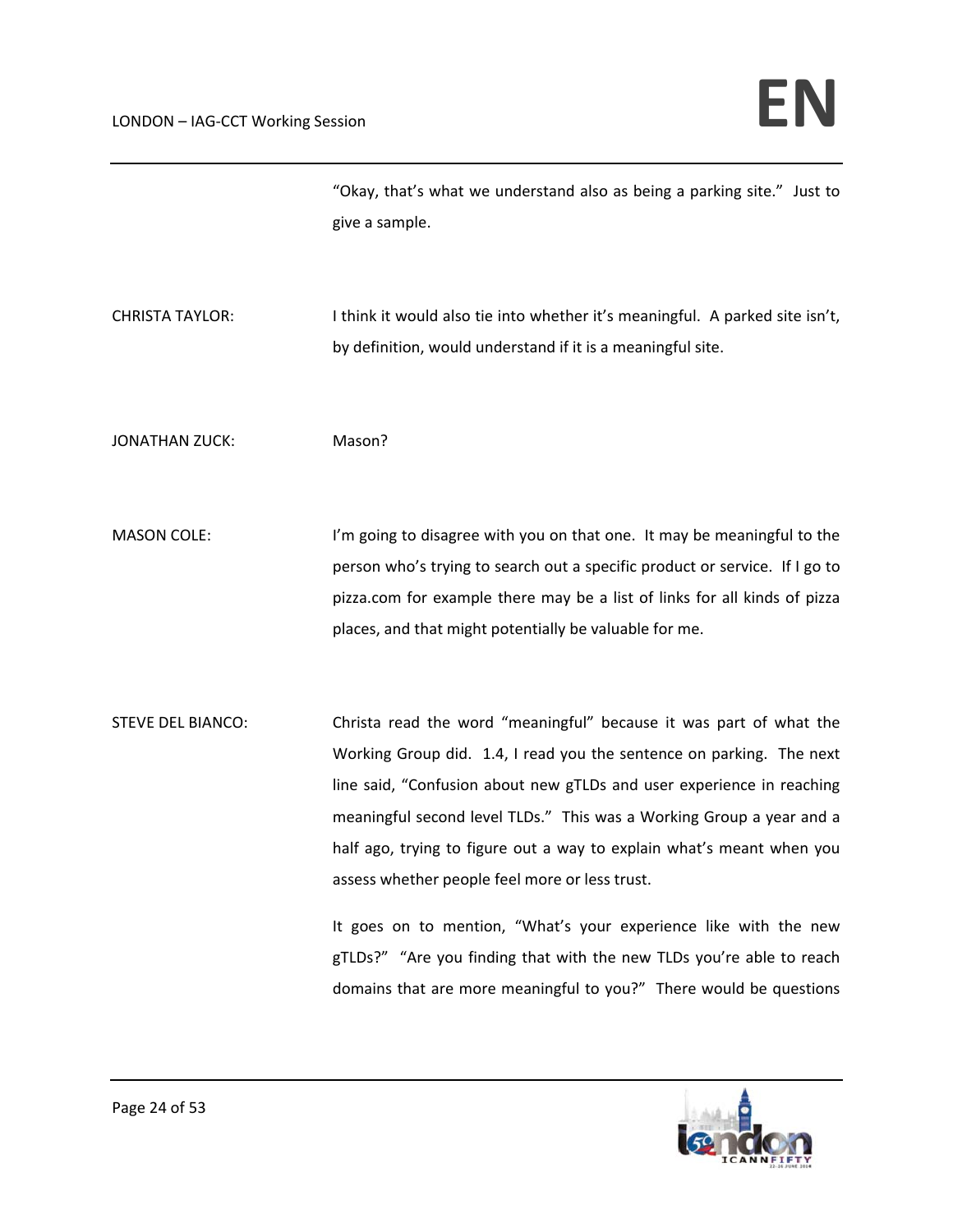"Okay, that's what we understand also as being a parking site." Just to give a sample.

CHRISTA TAYLOR: I think it would also tie into whether it's meaningful. A parked site isn't, by definition, would understand if it is a meaningful site.

JONATHAN ZUCK: Mason?

MASON COLE: I'm going to disagree with you on that one. It may be meaningful to the person who's trying to search out a specific product or service. If I go to pizza.com for example there may be a list of links for all kinds of pizza places, and that might potentially be valuable for me.

STEVE DEL BIANCO: Christa read the word "meaningful" because it was part of what the Working Group did. 1.4, I read you the sentence on parking. The next line said, "Confusion about new gTLDs and user experience in reaching meaningful second level TLDs." This was a Working Group a year and a half ago, trying to figure out a way to explain what's meant when you assess whether people feel more or less trust.

It goes on to mention, "What's your experience like with the new gTLDs?" "Are you finding that with the new TLDs you're able to reach domains that are more meaningful to you?" There would be questions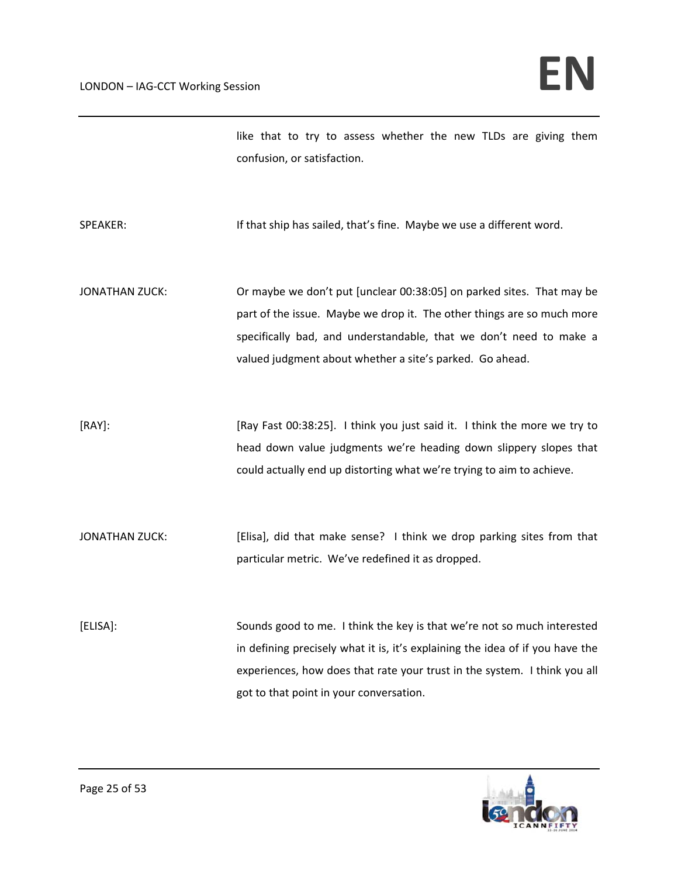like that to try to assess whether the new TLDs are giving them confusion, or satisfaction.

SPEAKER: If that ship has sailed, that's fine. Maybe we use a different word.

JONATHAN ZUCK: Or maybe we don't put [unclear 00:38:05] on parked sites. That may be part of the issue. Maybe we drop it. The other things are so much more specifically bad, and understandable, that we don't need to make a valued judgment about whether a site's parked. Go ahead.

[RAY]: [Ray Fast 00:38:25]. I think you just said it. I think the more we try to head down value judgments we're heading down slippery slopes that could actually end up distorting what we're trying to aim to achieve.

JONATHAN ZUCK: [Elisa], did that make sense? I think we drop parking sites from that particular metric. We've redefined it as dropped.

[ELISA]: Sounds good to me. I think the key is that we're not so much interested in defining precisely what it is, it's explaining the idea of if you have the experiences, how does that rate your trust in the system. I think you all got to that point in your conversation.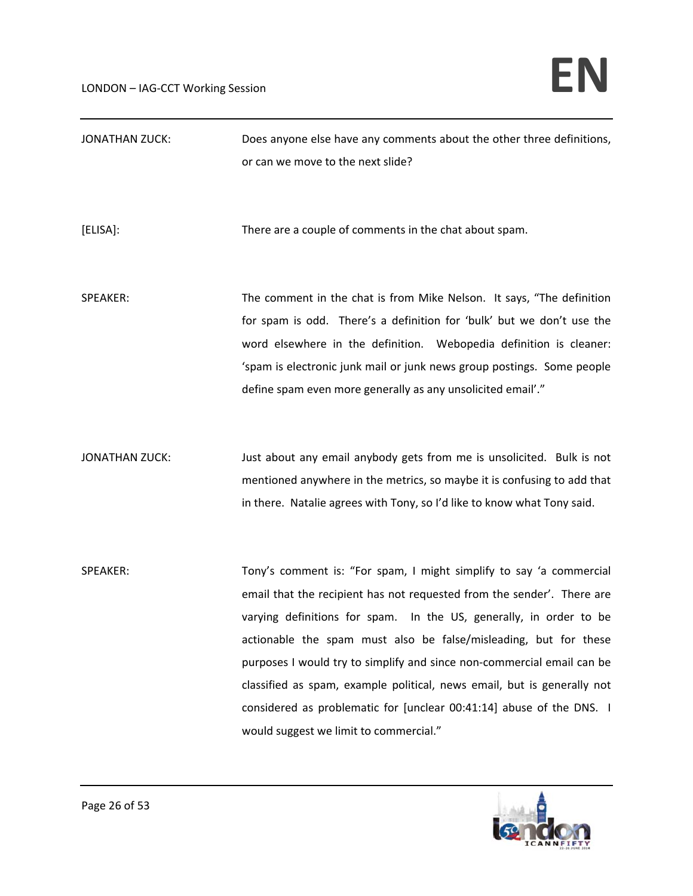JONATHAN ZUCK: Does anyone else have any comments about the other three definitions, or can we move to the next slide?

[ELISA]: There are a couple of comments in the chat about spam.

SPEAKER: The comment in the chat is from Mike Nelson. It says, "The definition for spam is odd. There's a definition for 'bulk' but we don't use the word elsewhere in the definition. Webopedia definition is cleaner: 'spam is electronic junk mail or junk news group postings. Some people define spam even more generally as any unsolicited email'."

JONATHAN ZUCK: Just about any email anybody gets from me is unsolicited. Bulk is not mentioned anywhere in the metrics, so maybe it is confusing to add that in there. Natalie agrees with Tony, so I'd like to know what Tony said.

SPEAKER: Tony's comment is: "For spam, I might simplify to say 'a commercial email that the recipient has not requested from the sender'. There are varying definitions for spam. In the US, generally, in order to be actionable the spam must also be false/misleading, but for these purposes I would try to simplify and since non-commercial email can be classified as spam, example political, news email, but is generally not considered as problematic for [unclear 00:41:14] abuse of the DNS. I would suggest we limit to commercial."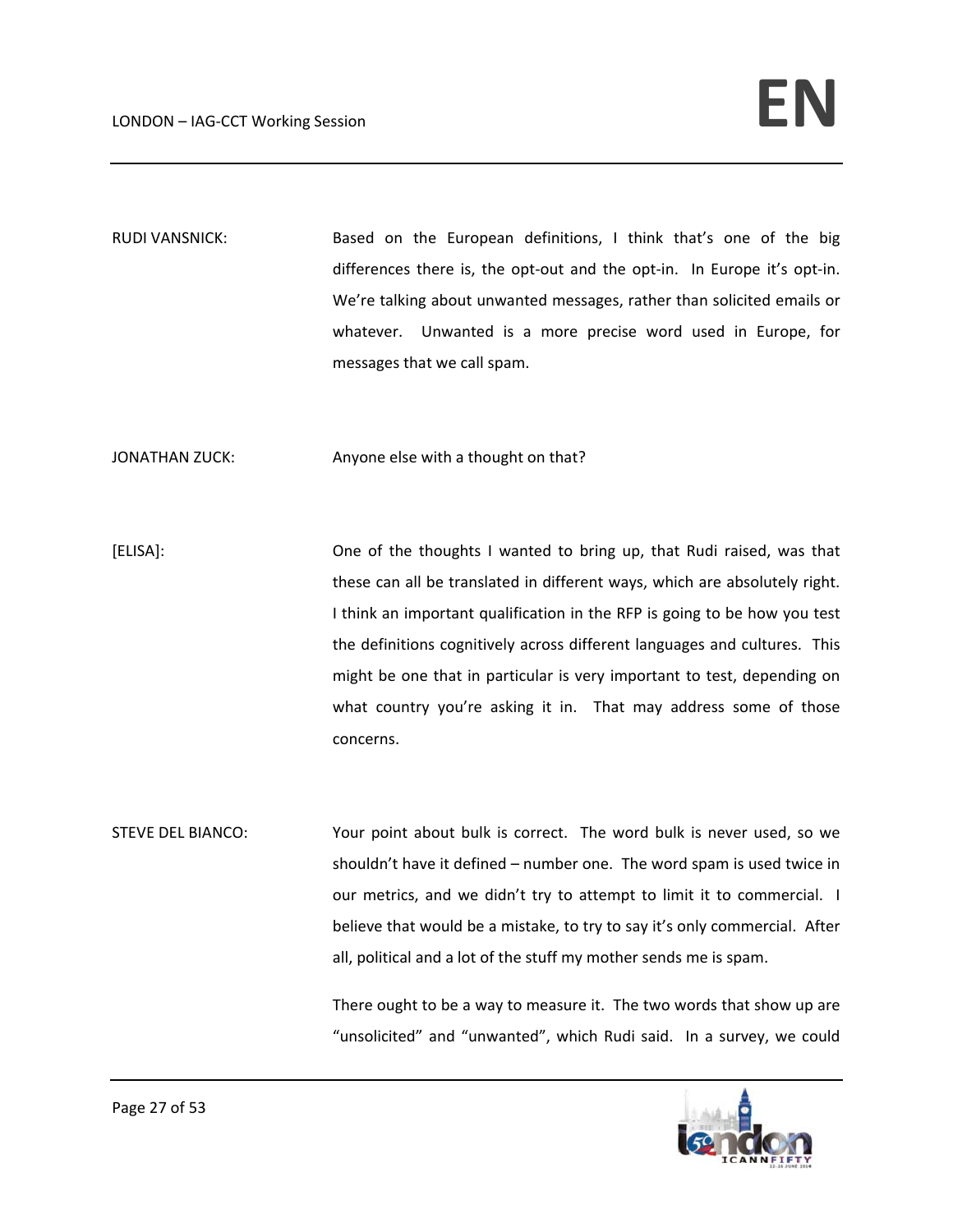RUDI VANSNICK: Based on the European definitions, I think that's one of the big differences there is, the opt-out and the opt-in. In Europe it's opt-in. We're talking about unwanted messages, rather than solicited emails or whatever. Unwanted is a more precise word used in Europe, for messages that we call spam.

JONATHAN ZUCK: Anyone else with a thought on that?

[ELISA]: One of the thoughts I wanted to bring up, that Rudi raised, was that these can all be translated in different ways, which are absolutely right. I think an important qualification in the RFP is going to be how you test the definitions cognitively across different languages and cultures. This might be one that in particular is very important to test, depending on what country you're asking it in. That may address some of those concerns.

STEVE DEL BIANCO: Your point about bulk is correct. The word bulk is never used, so we shouldn't have it defined – number one. The word spam is used twice in our metrics, and we didn't try to attempt to limit it to commercial. I believe that would be a mistake, to try to say it's only commercial. After all, political and a lot of the stuff my mother sends me is spam.

There ought to be a way to measure it. The two words that show up are "unsolicited" and "unwanted", which Rudi said. In a survey, we could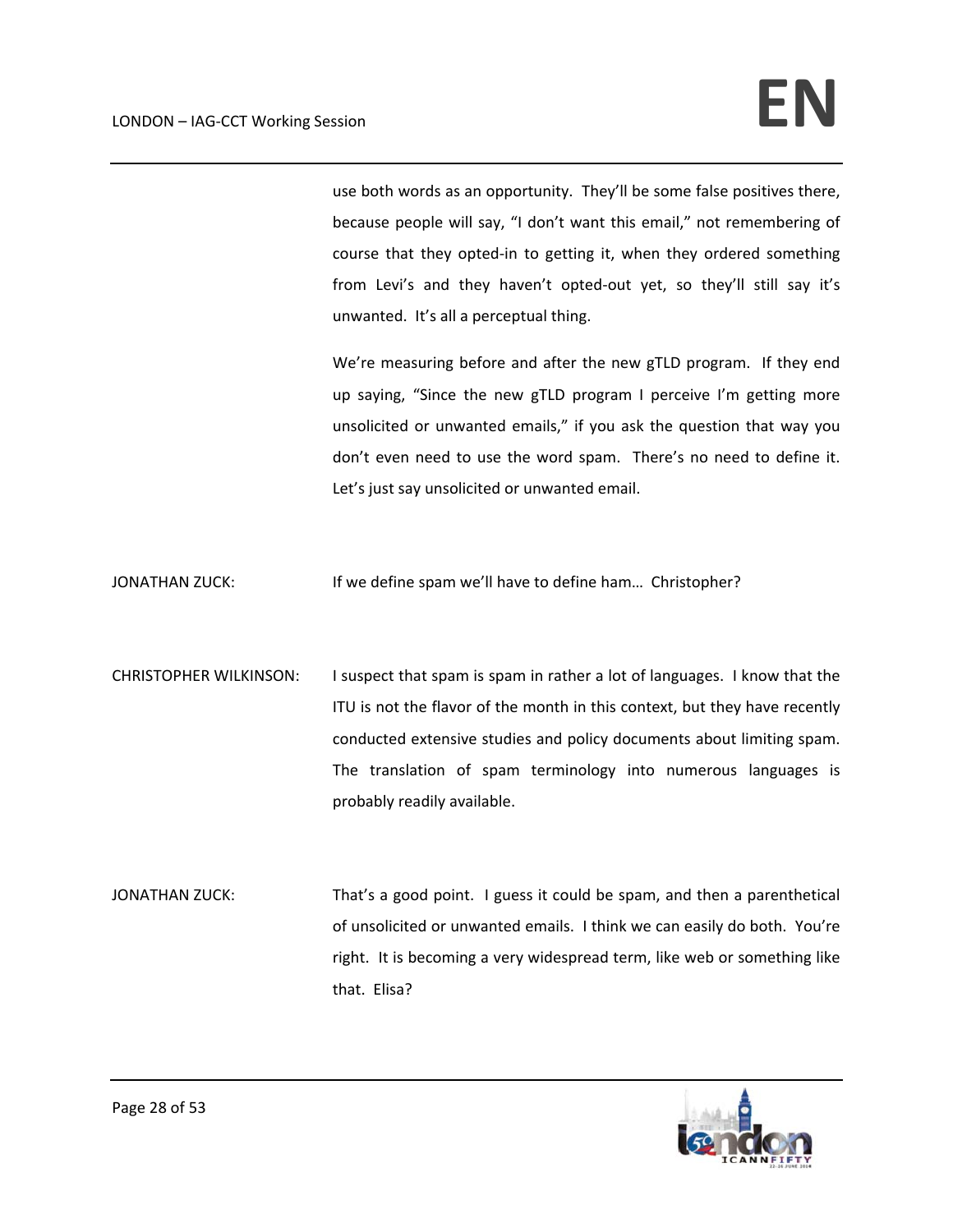use both words as an opportunity. They'll be some false positives there, because people will say, "I don't want this email," not remembering of course that they opted-in to getting it, when they ordered something from Levi's and they haven't opted-out yet, so they'll still say it's unwanted. It's all a perceptual thing.

We're measuring before and after the new gTLD program. If they end up saying, "Since the new gTLD program I perceive I'm getting more unsolicited or unwanted emails," if you ask the question that way you don't even need to use the word spam. There's no need to define it. Let's just say unsolicited or unwanted email.

JONATHAN ZUCK: If we define spam we'll have to define ham… Christopher?

CHRISTOPHER WILKINSON: I suspect that spam is spam in rather a lot of languages. I know that the ITU is not the flavor of the month in this context, but they have recently conducted extensive studies and policy documents about limiting spam. The translation of spam terminology into numerous languages is probably readily available.

JONATHAN ZUCK: That's a good point. I guess it could be spam, and then a parenthetical of unsolicited or unwanted emails. I think we can easily do both. You're right. It is becoming a very widespread term, like web or something like that. Elisa?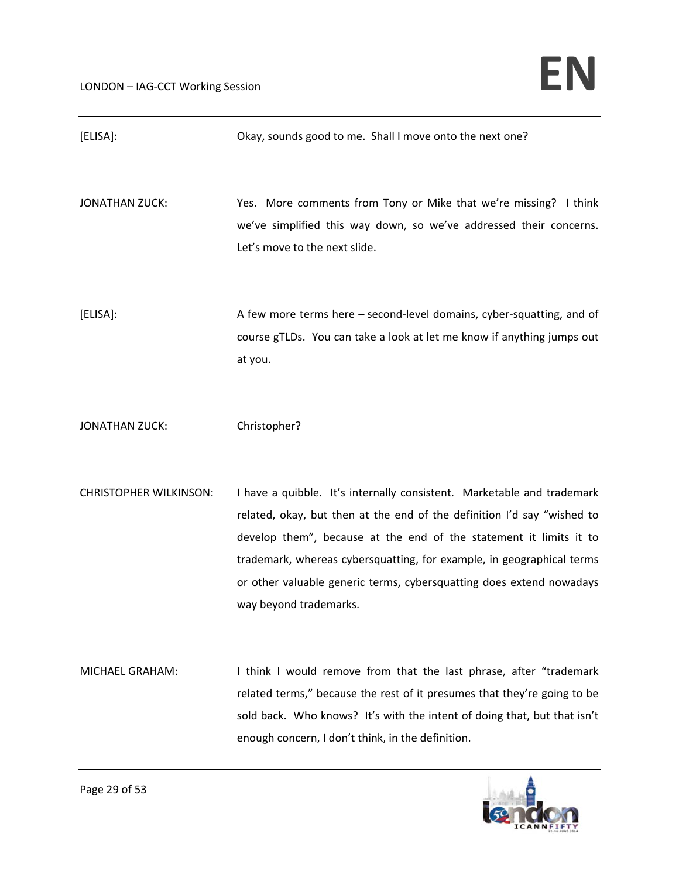[ELISA]: Okay, sounds good to me. Shall I move onto the next one?

JONATHAN ZUCK: Yes. More comments from Tony or Mike that we're missing? I think we've simplified this way down, so we've addressed their concerns. Let's move to the next slide.

[ELISA]: A few more terms here – second-level domains, cyber-squatting, and of course gTLDs. You can take a look at let me know if anything jumps out at you.

JONATHAN ZUCK: Christopher?

CHRISTOPHER WILKINSON: I have a quibble. It's internally consistent. Marketable and trademark related, okay, but then at the end of the definition I'd say "wished to develop them", because at the end of the statement it limits it to trademark, whereas cybersquatting, for example, in geographical terms or other valuable generic terms, cybersquatting does extend nowadays way beyond trademarks.

MICHAEL GRAHAM: I think I would remove from that the last phrase, after "trademark related terms," because the rest of it presumes that they're going to be sold back. Who knows? It's with the intent of doing that, but that isn't enough concern, I don't think, in the definition.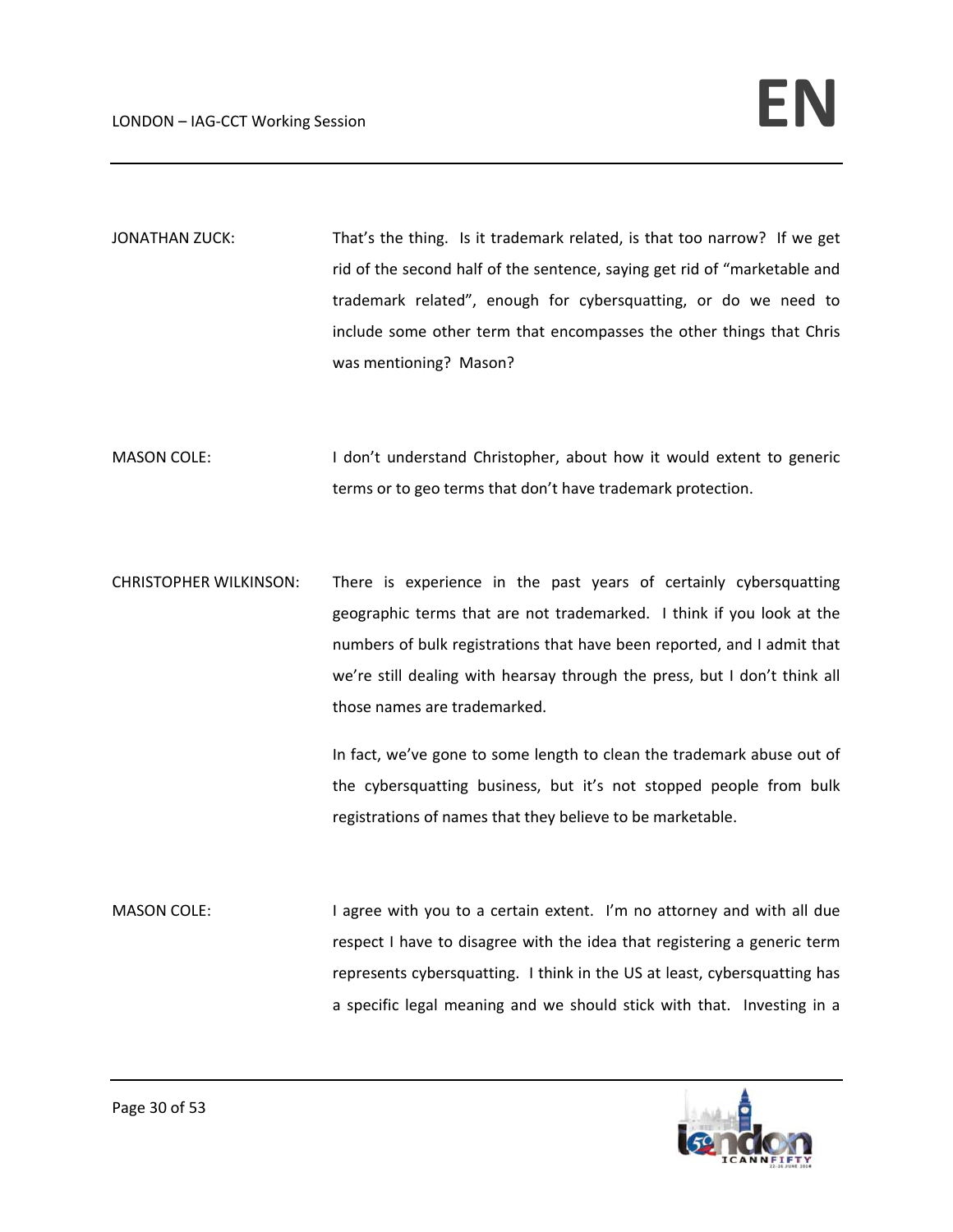JONATHAN ZUCK: That's the thing. Is it trademark related, is that too narrow? If we get rid of the second half of the sentence, saying get rid of "marketable and trademark related", enough for cybersquatting, or do we need to include some other term that encompasses the other things that Chris was mentioning? Mason?

MASON COLE: I don't understand Christopher, about how it would extent to generic terms or to geo terms that don't have trademark protection.

CHRISTOPHER WILKINSON: There is experience in the past years of certainly cybersquatting geographic terms that are not trademarked. I think if you look at the numbers of bulk registrations that have been reported, and I admit that we're still dealing with hearsay through the press, but I don't think all those names are trademarked.

In fact, we've gone to some length to clean the trademark abuse out of the cybersquatting business, but it's not stopped people from bulk registrations of names that they believe to be marketable.

MASON COLE: I agree with you to a certain extent. I'm no attorney and with all due respect I have to disagree with the idea that registering a generic term represents cybersquatting. I think in the US at least, cybersquatting has a specific legal meaning and we should stick with that. Investing in a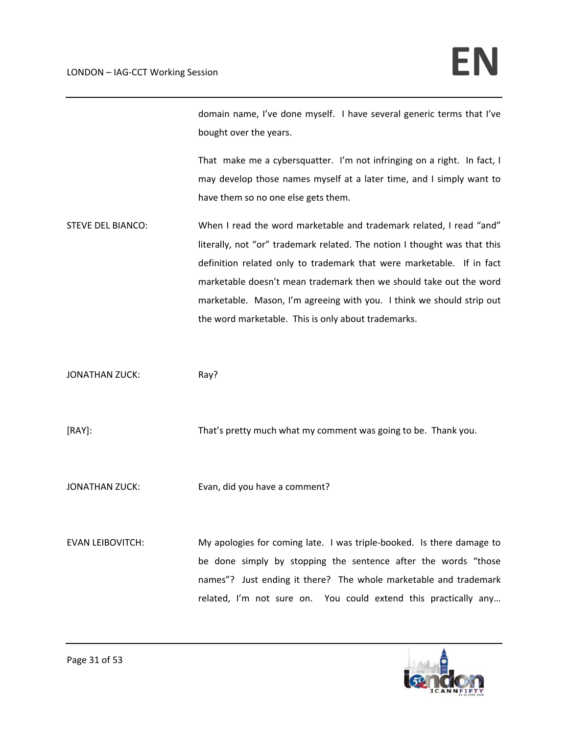domain name, I've done myself. I have several generic terms that I've bought over the years.

That make me a cybersquatter. I'm not infringing on a right. In fact, I may develop those names myself at a later time, and I simply want to have them so no one else gets them.

STEVE DEL BIANCO: When I read the word marketable and trademark related, I read "and" literally, not "or" trademark related. The notion I thought was that this definition related only to trademark that were marketable. If in fact marketable doesn't mean trademark then we should take out the word marketable. Mason, I'm agreeing with you. I think we should strip out the word marketable. This is only about trademarks.

JONATHAN ZUCK: Ray?

[RAY]: That's pretty much what my comment was going to be. Thank you.

JONATHAN ZUCK: Evan, did you have a comment?

EVAN LEIBOVITCH: My apologies for coming late. I was triple-booked. Is there damage to be done simply by stopping the sentence after the words "those names"? Just ending it there? The whole marketable and trademark related, I'm not sure on. You could extend this practically any…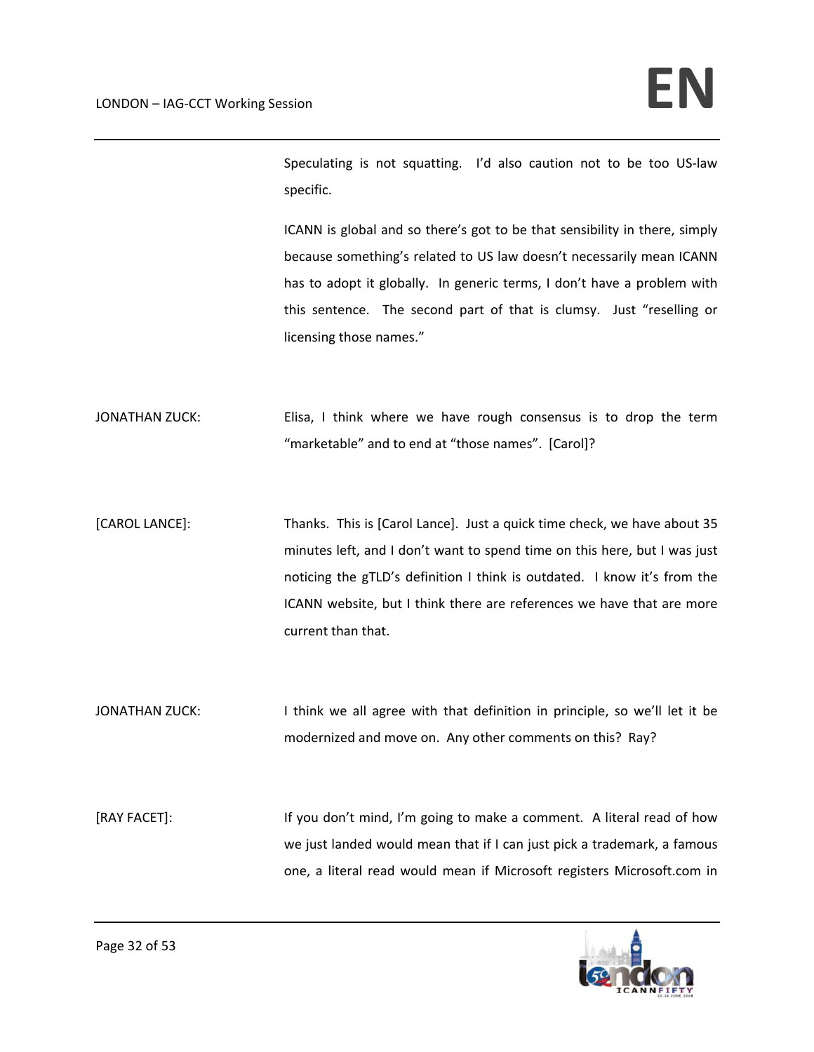Speculating is not squatting. I'd also caution not to be too US-law specific.

ICANN is global and so there's got to be that sensibility in there, simply because something's related to US law doesn't necessarily mean ICANN has to adopt it globally. In generic terms, I don't have a problem with this sentence. The second part of that is clumsy. Just "reselling or licensing those names."

JONATHAN ZUCK: Elisa, I think where we have rough consensus is to drop the term "marketable" and to end at "those names". [Carol]?

[CAROL LANCE]: Thanks. This is [Carol Lance]. Just a quick time check, we have about 35 minutes left, and I don't want to spend time on this here, but I was just noticing the gTLD's definition I think is outdated. I know it's from the ICANN website, but I think there are references we have that are more current than that.

JONATHAN ZUCK: I think we all agree with that definition in principle, so we'll let it be modernized and move on. Any other comments on this? Ray?

[RAY FACET]: If you don't mind, I'm going to make a comment. A literal read of how we just landed would mean that if I can just pick a trademark, a famous one, a literal read would mean if Microsoft registers Microsoft.com in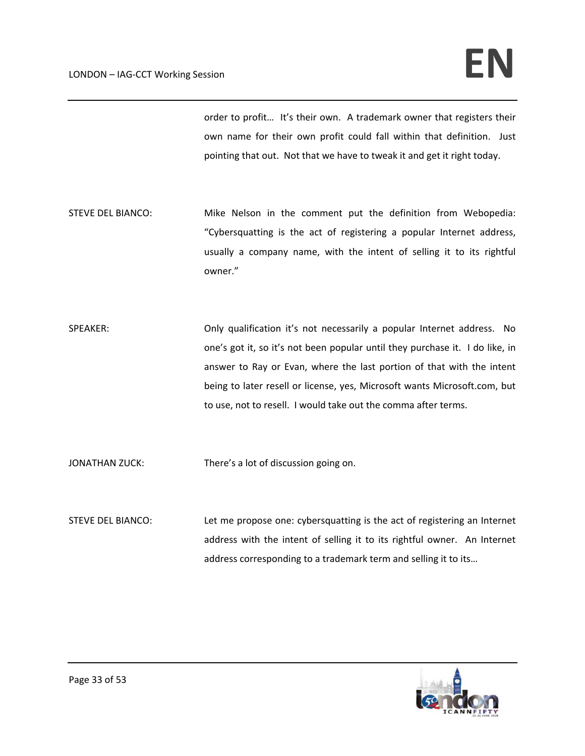order to profit… It's their own. A trademark owner that registers their own name for their own profit could fall within that definition. Just pointing that out. Not that we have to tweak it and get it right today.

STEVE DEL BIANCO: Mike Nelson in the comment put the definition from Webopedia: "Cybersquatting is the act of registering a popular Internet address, usually a company name, with the intent of selling it to its rightful owner."

SPEAKER: Only qualification it's not necessarily a popular Internet address. No one's got it, so it's not been popular until they purchase it. I do like, in answer to Ray or Evan, where the last portion of that with the intent being to later resell or license, yes, Microsoft wants Microsoft.com, but to use, not to resell. I would take out the comma after terms.

JONATHAN ZUCK: There's a lot of discussion going on.

STEVE DEL BIANCO: Let me propose one: cybersquatting is the act of registering an Internet address with the intent of selling it to its rightful owner. An Internet address corresponding to a trademark term and selling it to its…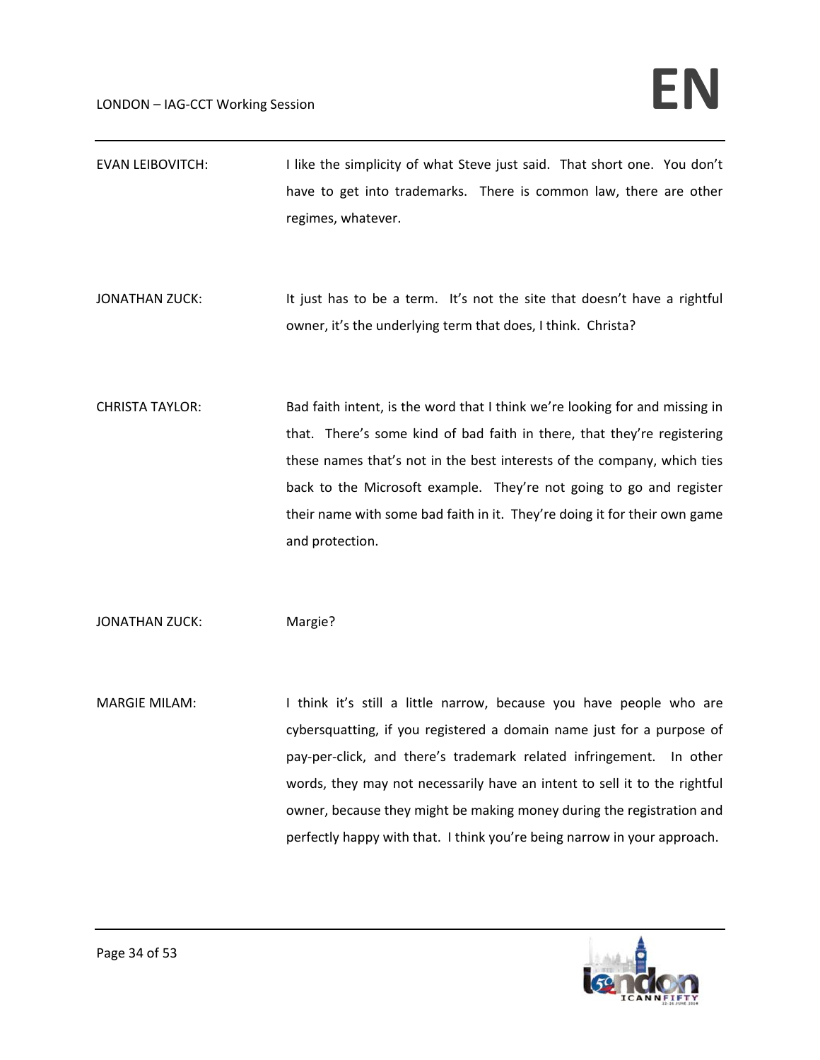EVAN LEIBOVITCH: I like the simplicity of what Steve just said. That short one. You don't have to get into trademarks. There is common law, there are other regimes, whatever.

JONATHAN ZUCK: It just has to be a term. It's not the site that doesn't have a rightful owner, it's the underlying term that does, I think. Christa?

CHRISTA TAYLOR: Bad faith intent, is the word that I think we're looking for and missing in that. There's some kind of bad faith in there, that they're registering these names that's not in the best interests of the company, which ties back to the Microsoft example. They're not going to go and register their name with some bad faith in it. They're doing it for their own game and protection.

JONATHAN ZUCK: Margie?

MARGIE MILAM: I think it's still a little narrow, because you have people who are cybersquatting, if you registered a domain name just for a purpose of pay-per-click, and there's trademark related infringement. In other words, they may not necessarily have an intent to sell it to the rightful owner, because they might be making money during the registration and perfectly happy with that. I think you're being narrow in your approach.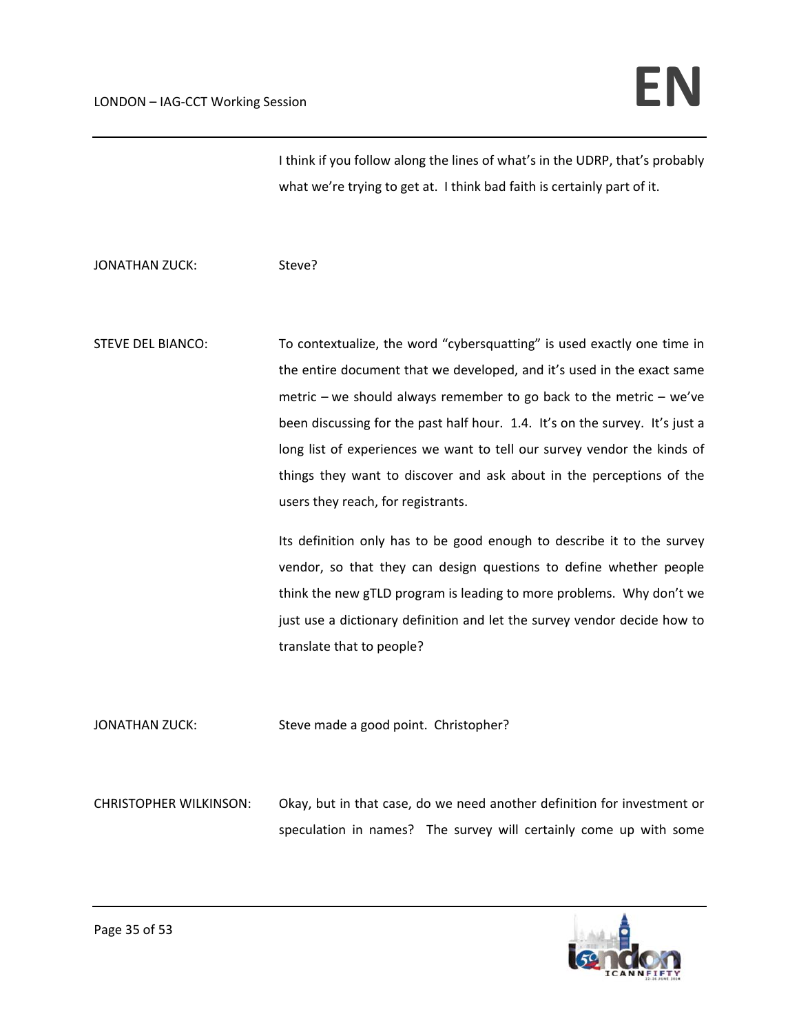I think if you follow along the lines of what's in the UDRP, that's probably what we're trying to get at. I think bad faith is certainly part of it.

JONATHAN ZUCK: Steve?

STEVE DEL BIANCO: To contextualize, the word "cybersquatting" is used exactly one time in the entire document that we developed, and it's used in the exact same metric – we should always remember to go back to the metric – we've been discussing for the past half hour. 1.4. It's on the survey. It's just a long list of experiences we want to tell our survey vendor the kinds of things they want to discover and ask about in the perceptions of the users they reach, for registrants.

Its definition only has to be good enough to describe it to the survey vendor, so that they can design questions to define whether people think the new gTLD program is leading to more problems. Why don't we just use a dictionary definition and let the survey vendor decide how to translate that to people?

JONATHAN ZUCK: Steve made a good point. Christopher?

CHRISTOPHER WILKINSON: Okay, but in that case, do we need another definition for investment or speculation in names? The survey will certainly come up with some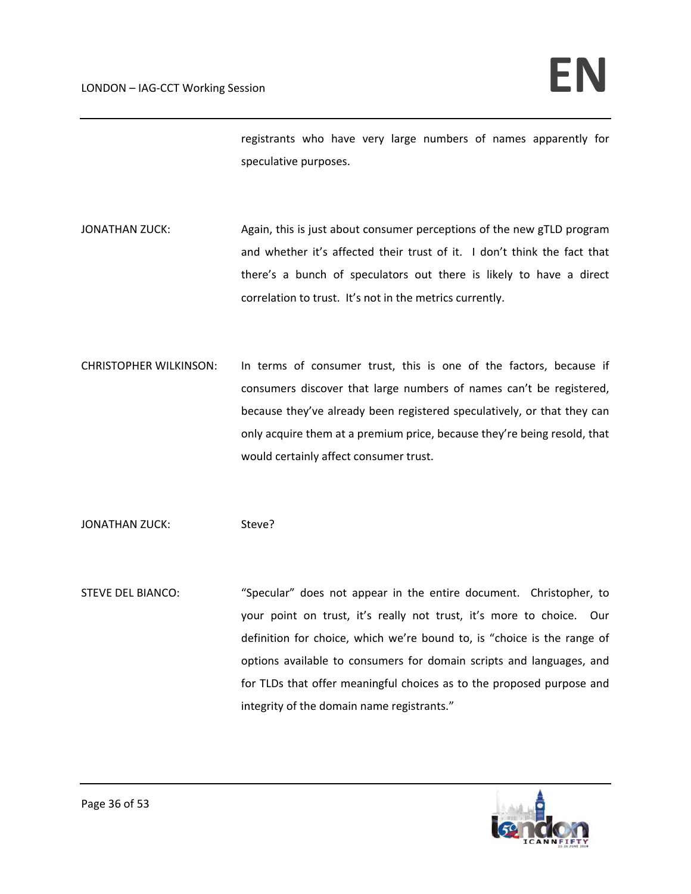registrants who have very large numbers of names apparently for speculative purposes.

JONATHAN ZUCK: Again, this is just about consumer perceptions of the new gTLD program and whether it's affected their trust of it. I don't think the fact that there's a bunch of speculators out there is likely to have a direct correlation to trust. It's not in the metrics currently.

CHRISTOPHER WILKINSON: In terms of consumer trust, this is one of the factors, because if consumers discover that large numbers of names can't be registered, because they've already been registered speculatively, or that they can only acquire them at a premium price, because they're being resold, that would certainly affect consumer trust.

JONATHAN ZUCK: Steve?

STEVE DEL BIANCO: "Specular" does not appear in the entire document. Christopher, to your point on trust, it's really not trust, it's more to choice. Our definition for choice, which we're bound to, is "choice is the range of options available to consumers for domain scripts and languages, and for TLDs that offer meaningful choices as to the proposed purpose and integrity of the domain name registrants."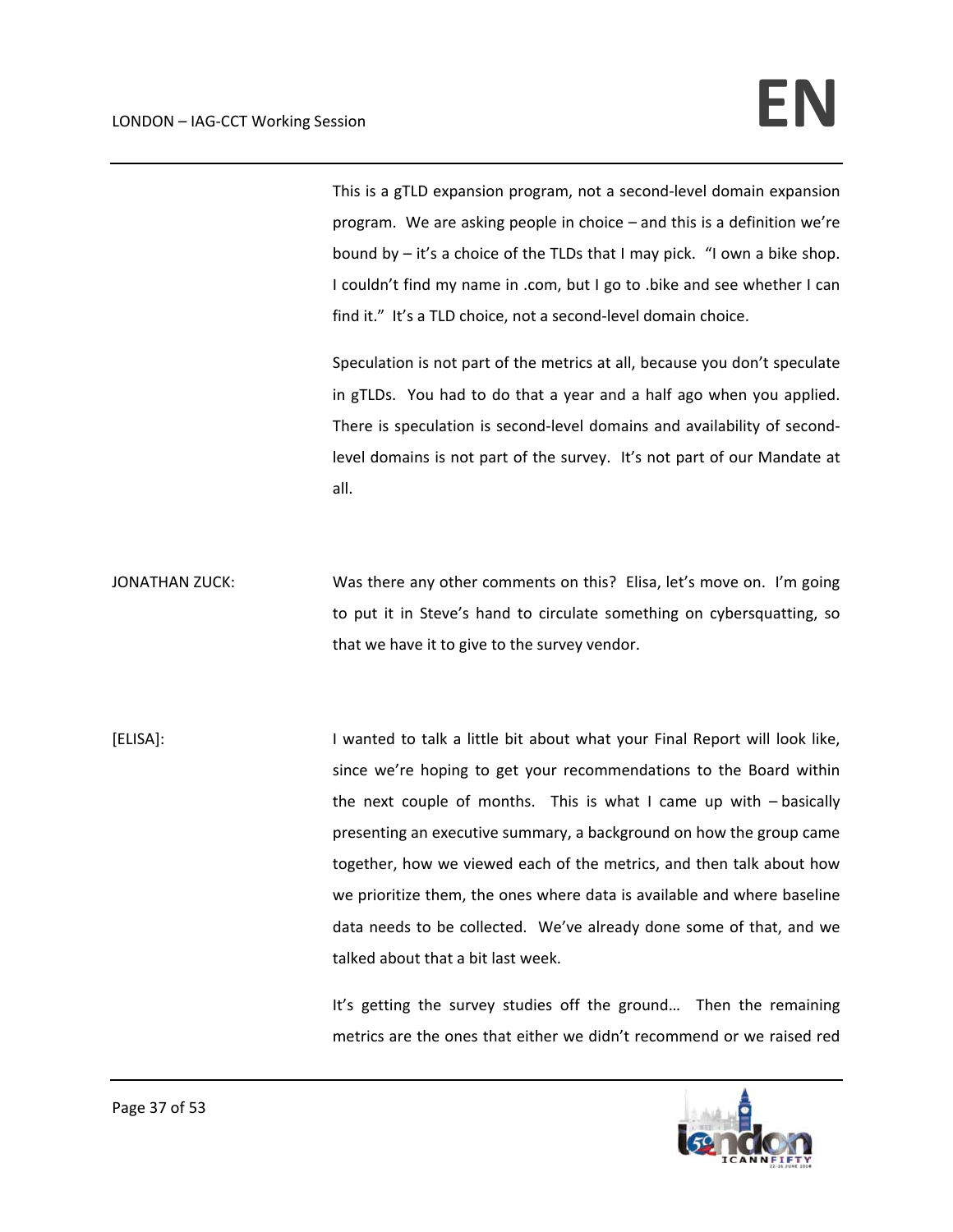This is a gTLD expansion program, not a second-level domain expansion program. We are asking people in choice – and this is a definition we're bound by – it's a choice of the TLDs that I may pick. "I own a bike shop. I couldn't find my name in .com, but I go to .bike and see whether I can find it." It's a TLD choice, not a second-level domain choice.

Speculation is not part of the metrics at all, because you don't speculate in gTLDs. You had to do that a year and a half ago when you applied. There is speculation is second-level domains and availability of second-level domains is not part of the survey. It's not part of our Mandate at all.

JONATHAN ZUCK: Was there any other comments on this? Elisa, let's move on. I'm going to put it in Steve's hand to circulate something on cybersquatting, so that we have it to give to the survey vendor.

[ELISA]: I wanted to talk a little bit about what your Final Report will look like, since we're hoping to get your recommendations to the Board within the next couple of months. This is what I came up with – basically presenting an executive summary, a background on how the group came together, how we viewed each of the metrics, and then talk about how we prioritize them, the ones where data is available and where baseline data needs to be collected. We've already done some of that, and we talked about that a bit last week.

It's getting the survey studies off the ground… Then the remaining metrics are the ones that either we didn't recommend or we raised red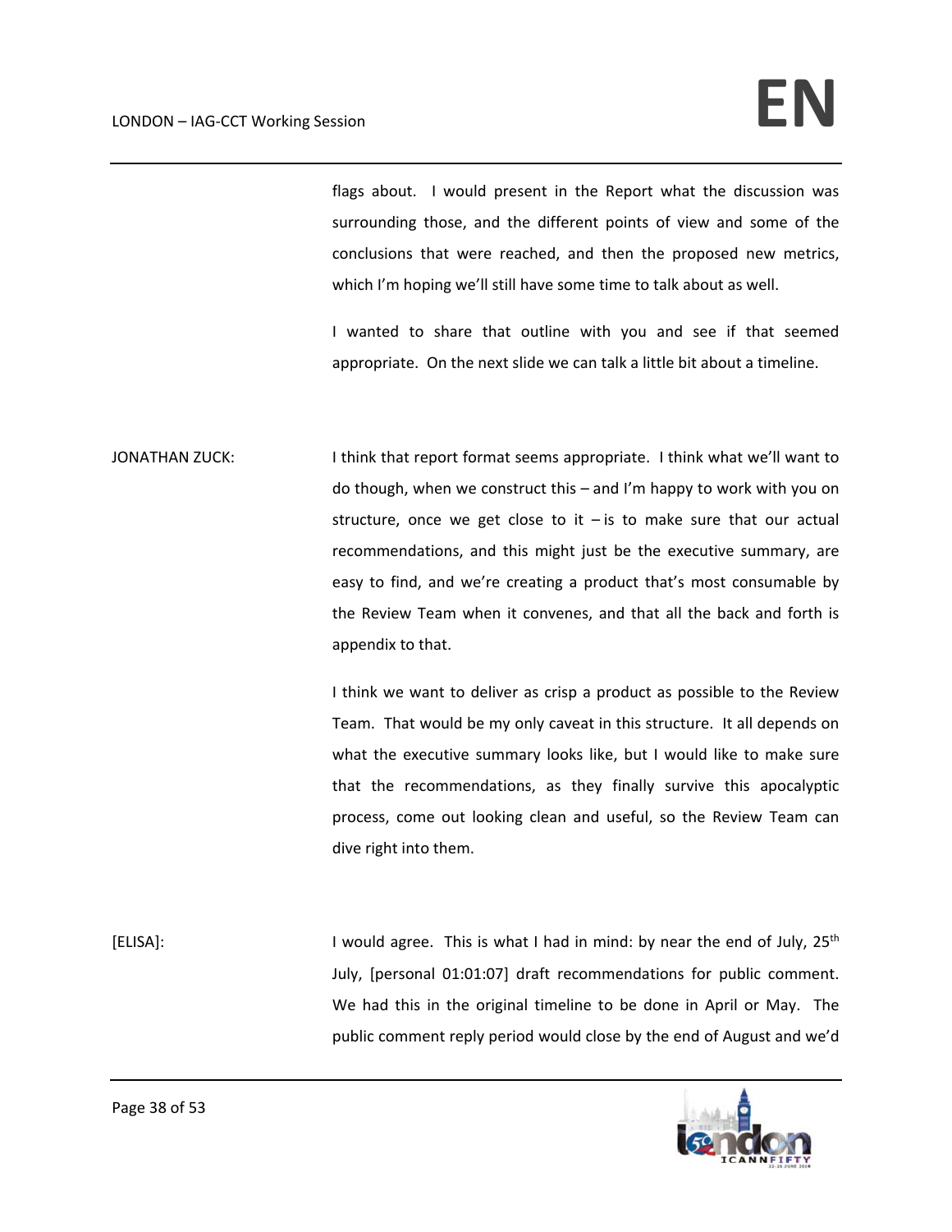flags about. I would present in the Report what the discussion was surrounding those, and the different points of view and some of the conclusions that were reached, and then the proposed new metrics, which I'm hoping we'll still have some time to talk about as well.

I wanted to share that outline with you and see if that seemed appropriate. On the next slide we can talk a little bit about a timeline.

JONATHAN ZUCK: I think that report format seems appropriate. I think what we'll want to do though, when we construct this – and I'm happy to work with you on structure, once we get close to it – is to make sure that our actual recommendations, and this might just be the executive summary, are easy to find, and we're creating a product that's most consumable by the Review Team when it convenes, and that all the back and forth is appendix to that.

I think we want to deliver as crisp a product as possible to the Review Team. That would be my only caveat in this structure. It all depends on what the executive summary looks like, but I would like to make sure that the recommendations, as they finally survive this apocalyptic process, come out looking clean and useful, so the Review Team can dive right into them.

[ELISA]: I would agree. This is what I had in mind: by near the end of July, 25th July, [personal 01:01:07] draft recommendations for public comment. We had this in the original timeline to be done in April or May. The public comment reply period would close by the end of August and we'd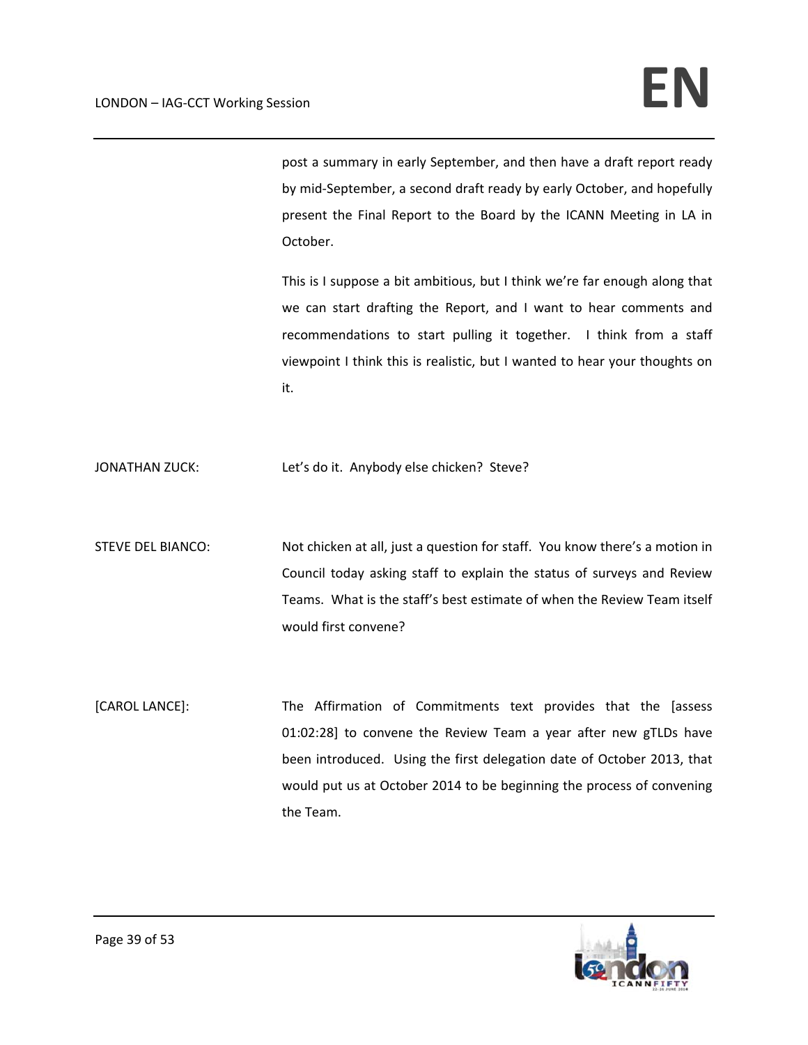post a summary in early September, and then have a draft report ready by mid-September, a second draft ready by early October, and hopefully present the Final Report to the Board by the ICANN Meeting in LA in October.

This is I suppose a bit ambitious, but I think we're far enough along that we can start drafting the Report, and I want to hear comments and recommendations to start pulling it together. I think from a staff viewpoint I think this is realistic, but I wanted to hear your thoughts on it.

JONATHAN ZUCK: Let's do it. Anybody else chicken? Steve?

STEVE DEL BIANCO: Not chicken at all, just a question for staff. You know there's a motion in Council today asking staff to explain the status of surveys and Review Teams. What is the staff's best estimate of when the Review Team itself would first convene?

[CAROL LANCE]: The Affirmation of Commitments text provides that the [assess 01:02:28] to convene the Review Team a year after new gTLDs have been introduced. Using the first delegation date of October 2013, that would put us at October 2014 to be beginning the process of convening the Team.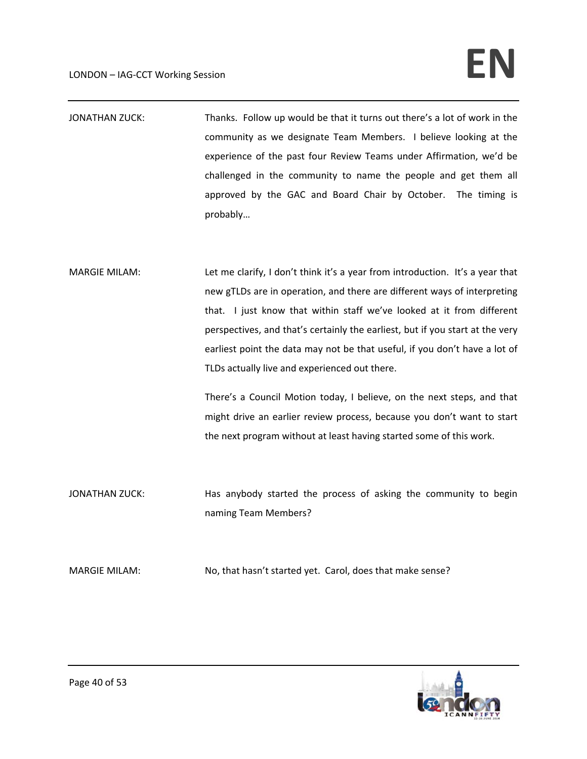JONATHAN ZUCK: Thanks. Follow up would be that it turns out there's a lot of work in the community as we designate Team Members. I believe looking at the experience of the past four Review Teams under Affirmation, we'd be challenged in the community to name the people and get them all approved by the GAC and Board Chair by October. The timing is probably…

MARGIE MILAM: Let me clarify, I don't think it's a year from introduction. It's a year that new gTLDs are in operation, and there are different ways of interpreting that. I just know that within staff we've looked at it from different perspectives, and that's certainly the earliest, but if you start at the very earliest point the data may not be that useful, if you don't have a lot of TLDs actually live and experienced out there.

There's a Council Motion today, I believe, on the next steps, and that might drive an earlier review process, because you don't want to start the next program without at least having started some of this work.

JONATHAN ZUCK: Has anybody started the process of asking the community to begin naming Team Members?

MARGIE MILAM: No, that hasn't started yet. Carol, does that make sense?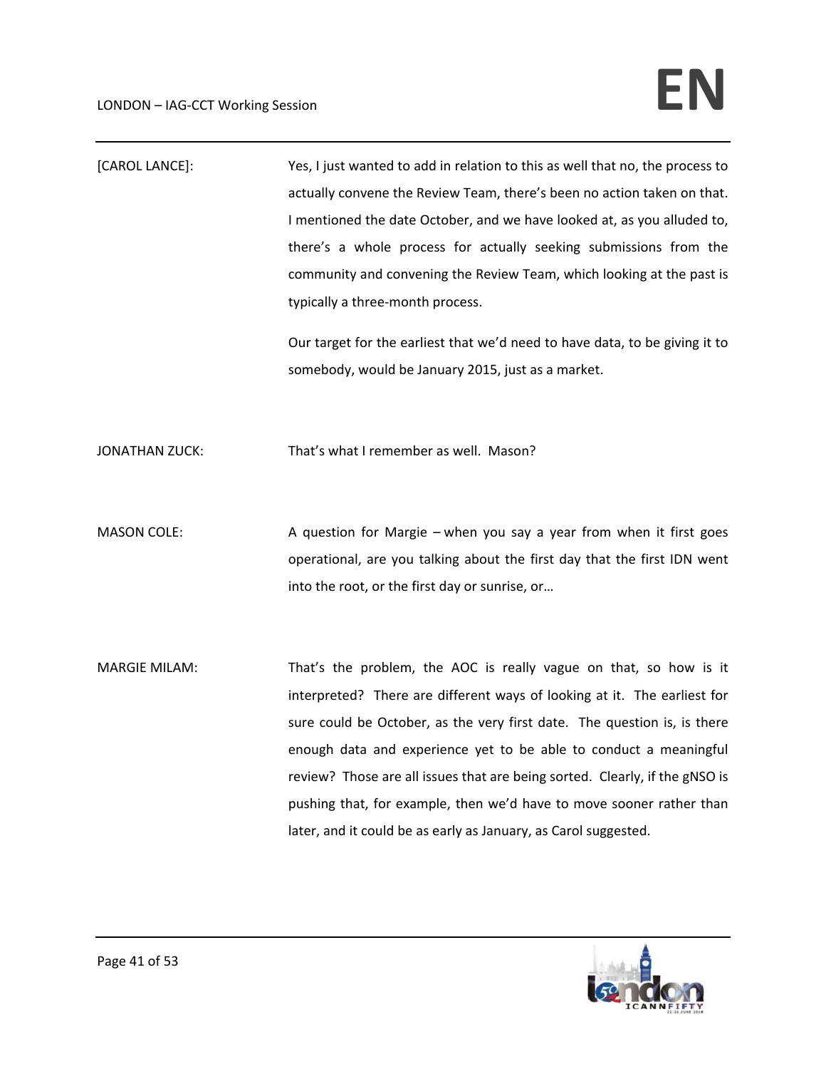[CAROL LANCE]: Yes, I just wanted to add in relation to this as well that no, the process to actually convene the Review Team, there's been no action taken on that. I mentioned the date October, and we have looked at, as you alluded to, there's a whole process for actually seeking submissions from the community and convening the Review Team, which looking at the past is typically a three-month process.

Our target for the earliest that we'd need to have data, to be giving it to somebody, would be January 2015, just as a market.

JONATHAN ZUCK: That's what I remember as well. Mason?

MASON COLE: A question for Margie – when you say a year from when it first goes operational, are you talking about the first day that the first IDN went into the root, or the first day or sunrise, or…

MARGIE MILAM: That's the problem, the AOC is really vague on that, so how is it interpreted? There are different ways of looking at it. The earliest for sure could be October, as the very first date. The question is, is there enough data and experience yet to be able to conduct a meaningful review? Those are all issues that are being sorted. Clearly, if the gNSO is pushing that, for example, then we'd have to move sooner rather than later, and it could be as early as January, as Carol suggested.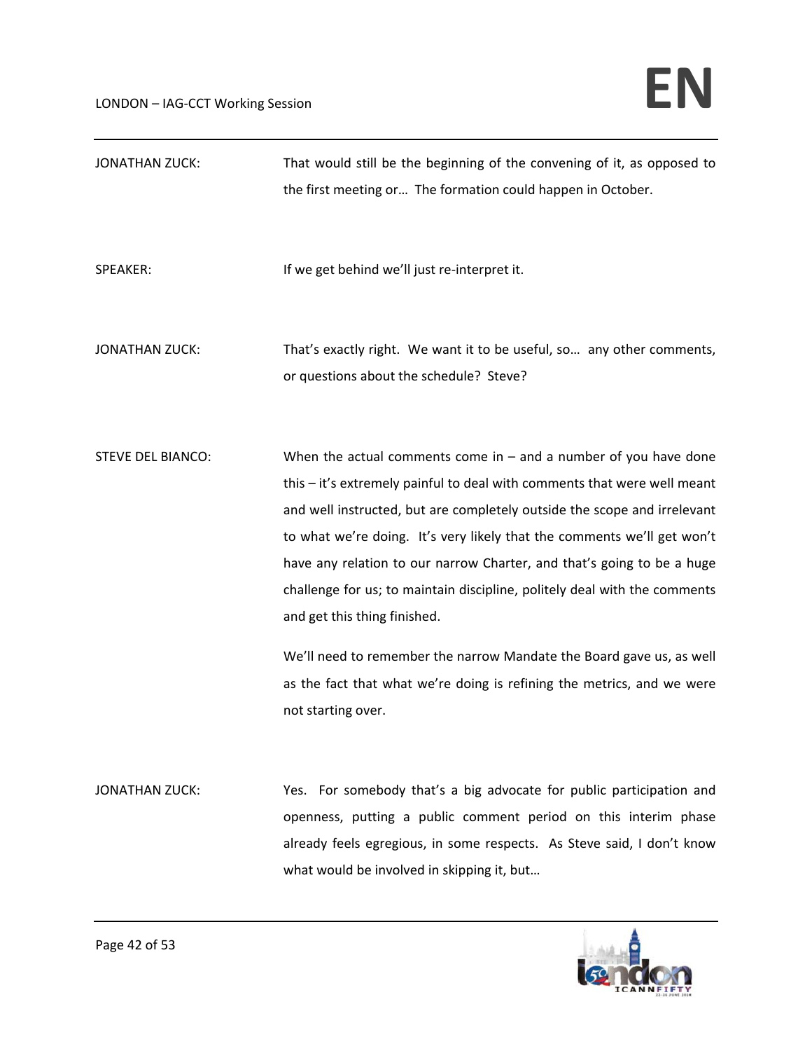JONATHAN ZUCK: That would still be the beginning of the convening of it, as opposed to the first meeting or… The formation could happen in October.

SPEAKER: If we get behind we'll just re-interpret it.

JONATHAN ZUCK: That's exactly right. We want it to be useful, so… any other comments, or questions about the schedule? Steve?

STEVE DEL BIANCO: When the actual comments come in – and a number of you have done this – it's extremely painful to deal with comments that were well meant and well instructed, but are completely outside the scope and irrelevant to what we're doing. It's very likely that the comments we'll get won't have any relation to our narrow Charter, and that's going to be a huge challenge for us; to maintain discipline, politely deal with the comments and get this thing finished.

We'll need to remember the narrow Mandate the Board gave us, as well as the fact that what we're doing is refining the metrics, and we were not starting over.

JONATHAN ZUCK: Yes. For somebody that's a big advocate for public participation and openness, putting a public comment period on this interim phase already feels egregious, in some respects. As Steve said, I don't know what would be involved in skipping it, but…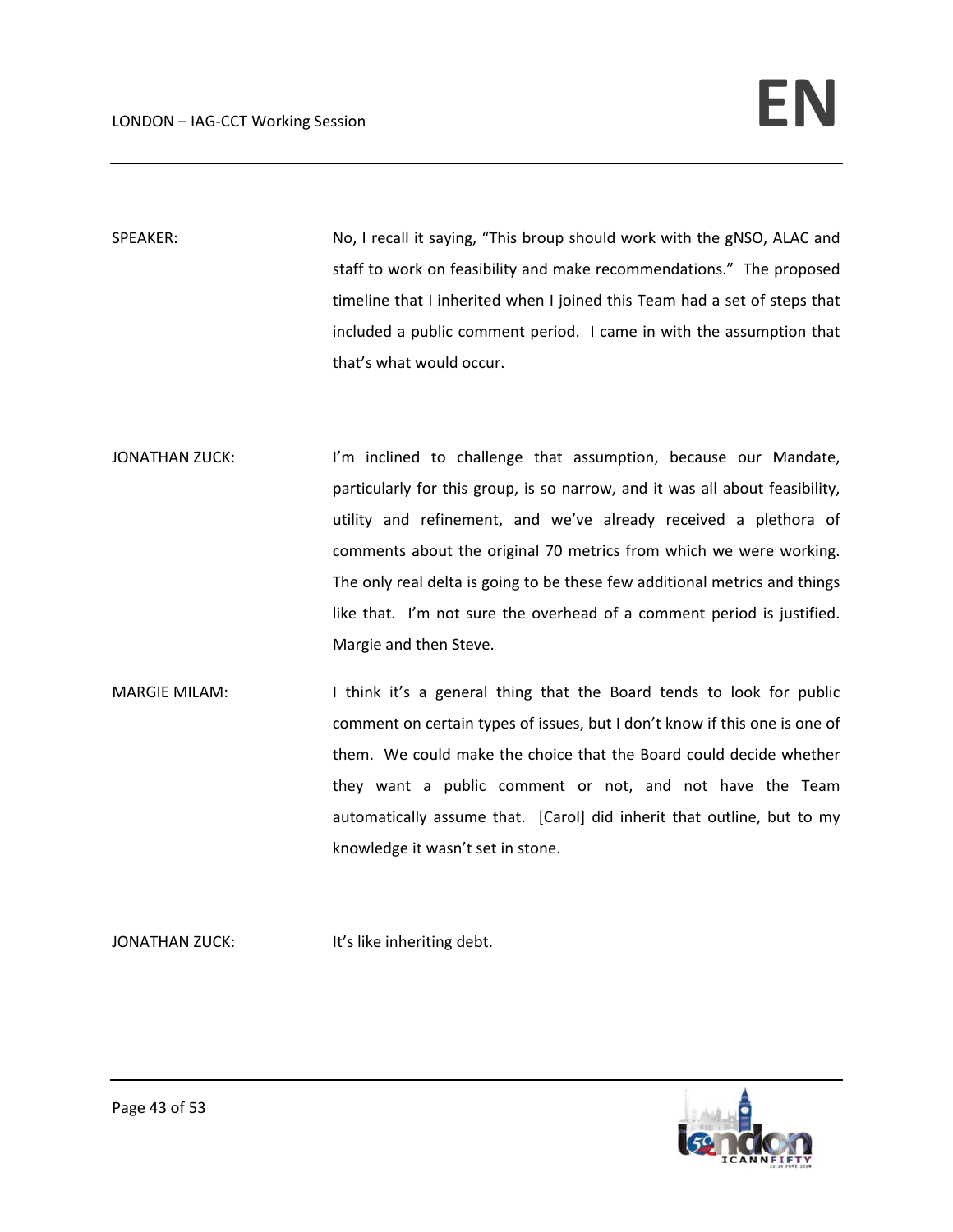SPEAKER: No, I recall it saying, "This broup should work with the gNSO, ALAC and staff to work on feasibility and make recommendations." The proposed timeline that I inherited when I joined this Team had a set of steps that included a public comment period. I came in with the assumption that that's what would occur.

JONATHAN ZUCK: I'm inclined to challenge that assumption, because our Mandate, particularly for this group, is so narrow, and it was all about feasibility, utility and refinement, and we've already received a plethora of comments about the original 70 metrics from which we were working. The only real delta is going to be these few additional metrics and things like that. I'm not sure the overhead of a comment period is justified. Margie and then Steve.

MARGIE MILAM: I think it's a general thing that the Board tends to look for public comment on certain types of issues, but I don't know if this one is one of them. We could make the choice that the Board could decide whether they want a public comment or not, and not have the Team automatically assume that. [Carol] did inherit that outline, but to my knowledge it wasn't set in stone.

JONATHAN ZUCK: It's like inheriting debt.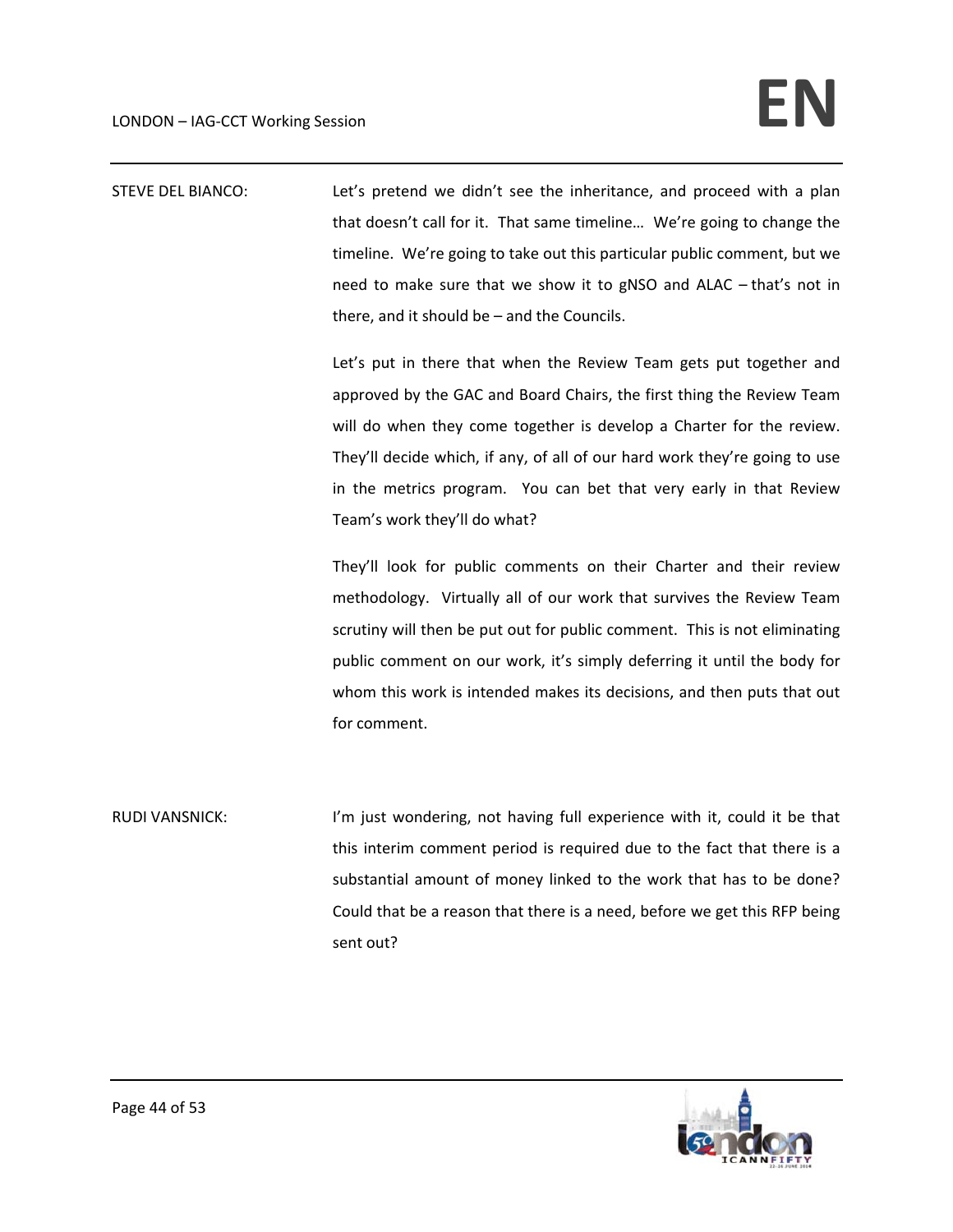STEVE DEL BIANCO: Let's pretend we didn't see the inheritance, and proceed with a plan that doesn't call for it. That same timeline… We're going to change the timeline. We're going to take out this particular public comment, but we need to make sure that we show it to gNSO and ALAC – that's not in there, and it should be – and the Councils.

Let's put in there that when the Review Team gets put together and approved by the GAC and Board Chairs, the first thing the Review Team will do when they come together is develop a Charter for the review. They'll decide which, if any, of all of our hard work they're going to use in the metrics program. You can bet that very early in that Review Team's work they'll do what?

They'll look for public comments on their Charter and their review methodology. Virtually all of our work that survives the Review Team scrutiny will then be put out for public comment. This is not eliminating public comment on our work, it's simply deferring it until the body for whom this work is intended makes its decisions, and then puts that out for comment.

RUDI VANSNICK: I'm just wondering, not having full experience with it, could it be that this interim comment period is required due to the fact that there is a substantial amount of money linked to the work that has to be done? Could that be a reason that there is a need, before we get this RFP being sent out?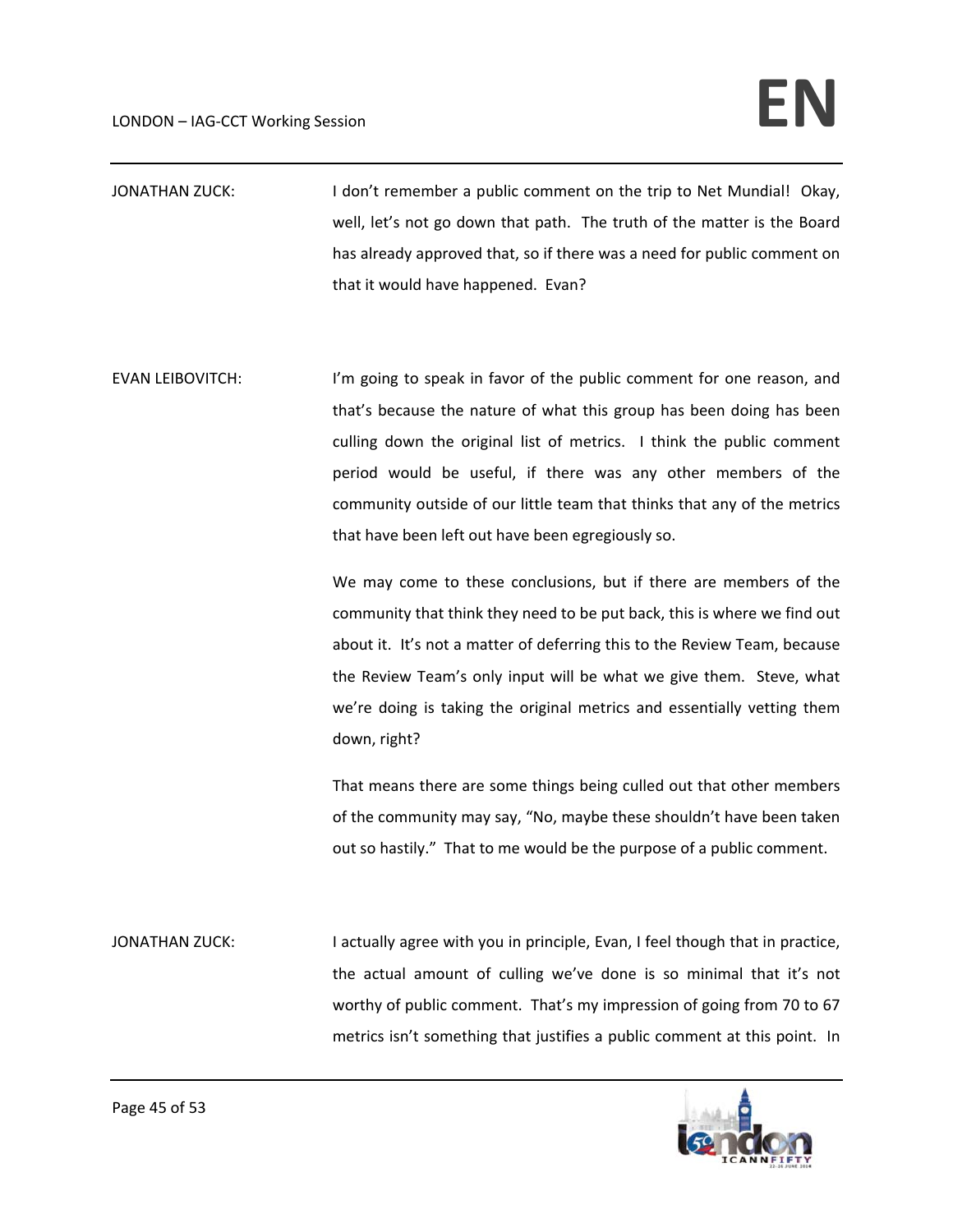JONATHAN ZUCK: I don't remember a public comment on the trip to Net Mundial! Okay, well, let's not go down that path. The truth of the matter is the Board has already approved that, so if there was a need for public comment on that it would have happened. Evan?

EVAN LEIBOVITCH: I'm going to speak in favor of the public comment for one reason, and that's because the nature of what this group has been doing has been culling down the original list of metrics. I think the public comment period would be useful, if there was any other members of the community outside of our little team that thinks that any of the metrics that have been left out have been egregiously so.

We may come to these conclusions, but if there are members of the community that think they need to be put back, this is where we find out about it. It's not a matter of deferring this to the Review Team, because the Review Team's only input will be what we give them. Steve, what we're doing is taking the original metrics and essentially vetting them down, right?

That means there are some things being culled out that other members of the community may say, "No, maybe these shouldn't have been taken out so hastily." That to me would be the purpose of a public comment.

JONATHAN ZUCK: I actually agree with you in principle, Evan, I feel though that in practice, the actual amount of culling we've done is so minimal that it's not worthy of public comment. That's my impression of going from 70 to 67 metrics isn't something that justifies a public comment at this point. In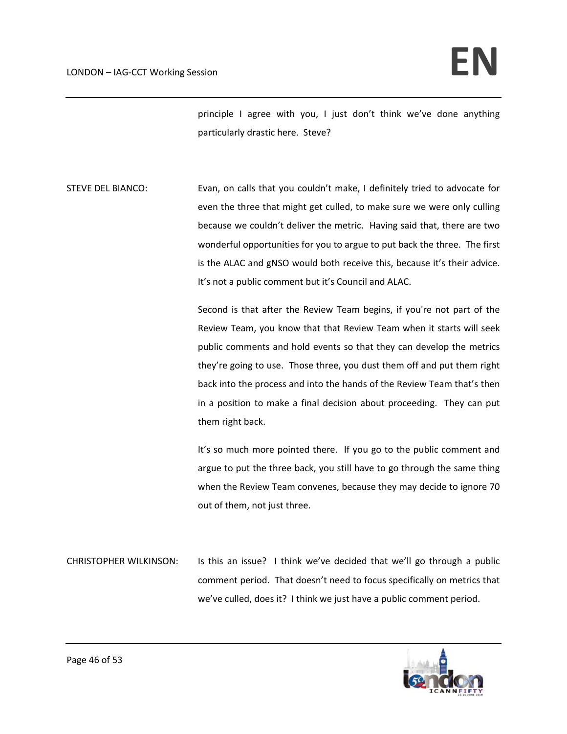principle I agree with you, I just don't think we've done anything particularly drastic here. Steve?

STEVE DEL BIANCO: Evan, on calls that you couldn't make, I definitely tried to advocate for even the three that might get culled, to make sure we were only culling because we couldn't deliver the metric. Having said that, there are two wonderful opportunities for you to argue to put back the three. The first is the ALAC and gNSO would both receive this, because it's their advice. It's not a public comment but it's Council and ALAC.

Second is that after the Review Team begins, if you're not part of the Review Team, you know that that Review Team when it starts will seek public comments and hold events so that they can develop the metrics they're going to use. Those three, you dust them off and put them right back into the process and into the hands of the Review Team that's then in a position to make a final decision about proceeding. They can put them right back.

It's so much more pointed there. If you go to the public comment and argue to put the three back, you still have to go through the same thing when the Review Team convenes, because they may decide to ignore 70 out of them, not just three.

CHRISTOPHER WILKINSON: Is this an issue? I think we've decided that we'll go through a public comment period. That doesn't need to focus specifically on metrics that we've culled, does it? I think we just have a public comment period.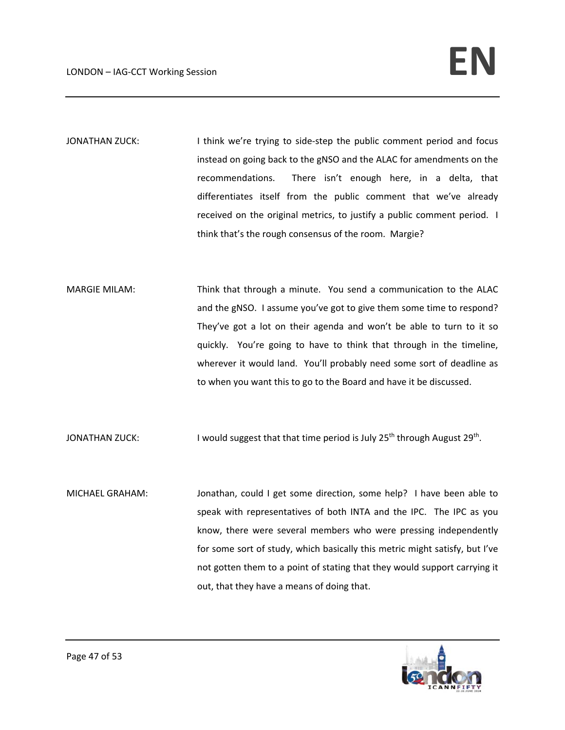JONATHAN ZUCK: I think we're trying to side-step the public comment period and focus instead on going back to the gNSO and the ALAC for amendments on the recommendations. There isn't enough here, in a delta, that differentiates itself from the public comment that we've already received on the original metrics, to justify a public comment period. I think that's the rough consensus of the room. Margie?

MARGIE MILAM: Think that through a minute. You send a communication to the ALAC and the gNSO. I assume you've got to give them some time to respond? They've got a lot on their agenda and won't be able to turn to it so quickly. You're going to have to think that through in the timeline, wherever it would land. You'll probably need some sort of deadline as to when you want this to go to the Board and have it be discussed.

JONATHAN ZUCK: I would suggest that that time period is July 25th through August 29th.

MICHAEL GRAHAM: Jonathan, could I get some direction, some help? I have been able to speak with representatives of both INTA and the IPC. The IPC as you know, there were several members who were pressing independently for some sort of study, which basically this metric might satisfy, but I've not gotten them to a point of stating that they would support carrying it out, that they have a means of doing that.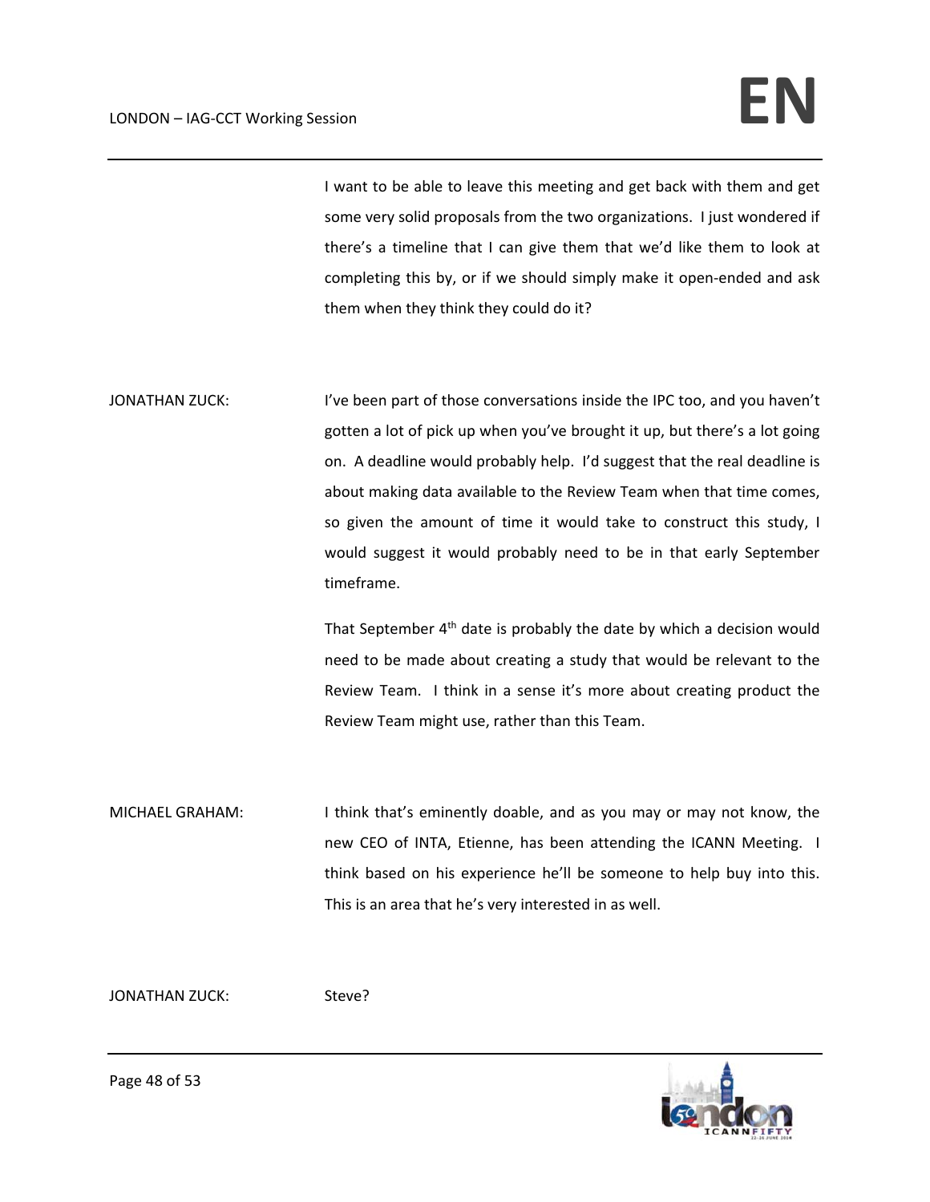I want to be able to leave this meeting and get back with them and get some very solid proposals from the two organizations. I just wondered if there's a timeline that I can give them that we'd like them to look at completing this by, or if we should simply make it open-ended and ask them when they think they could do it?

JONATHAN ZUCK: I've been part of those conversations inside the IPC too, and you haven't gotten a lot of pick up when you've brought it up, but there's a lot going on. A deadline would probably help. I'd suggest that the real deadline is about making data available to the Review Team when that time comes, so given the amount of time it would take to construct this study, I would suggest it would probably need to be in that early September timeframe.

That September 4th date is probably the date by which a decision would need to be made about creating a study that would be relevant to the Review Team. I think in a sense it's more about creating product the Review Team might use, rather than this Team.

MICHAEL GRAHAM: I think that's eminently doable, and as you may or may not know, the new CEO of INTA, Etienne, has been attending the ICANN Meeting. I think based on his experience he'll be someone to help buy into this. This is an area that he's very interested in as well.

JONATHAN ZUCK: Steve?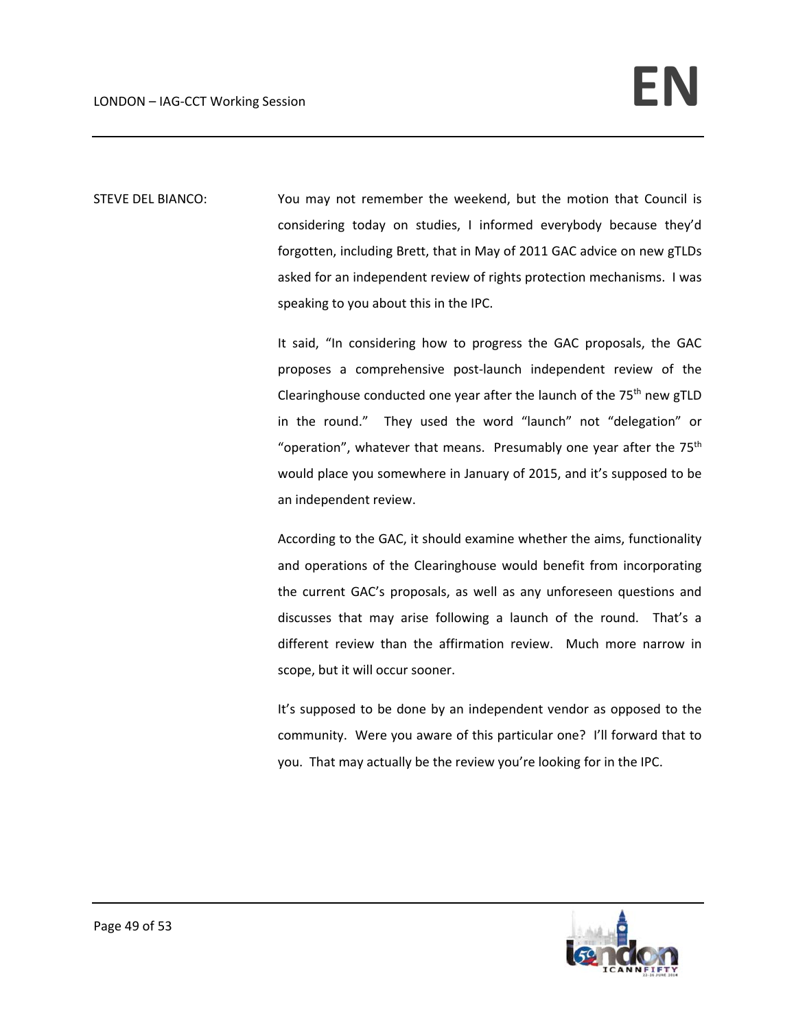STEVE DEL BIANCO: You may not remember the weekend, but the motion that Council is considering today on studies, I informed everybody because they'd forgotten, including Brett, that in May of 2011 GAC advice on new gTLDs asked for an independent review of rights protection mechanisms. I was speaking to you about this in the IPC.

It said, "In considering how to progress the GAC proposals, the GAC proposes a comprehensive post-launch independent review of the Clearinghouse conducted one year after the launch of the 75th new gTLD in the round." They used the word "launch" not "delegation" or "operation", whatever that means. Presumably one year after the 75th would place you somewhere in January of 2015, and it's supposed to be an independent review.

According to the GAC, it should examine whether the aims, functionality and operations of the Clearinghouse would benefit from incorporating the current GAC's proposals, as well as any unforeseen questions and discusses that may arise following a launch of the round. That's a different review than the affirmation review. Much more narrow in scope, but it will occur sooner.

It's supposed to be done by an independent vendor as opposed to the community. Were you aware of this particular one? I'll forward that to you. That may actually be the review you're looking for in the IPC.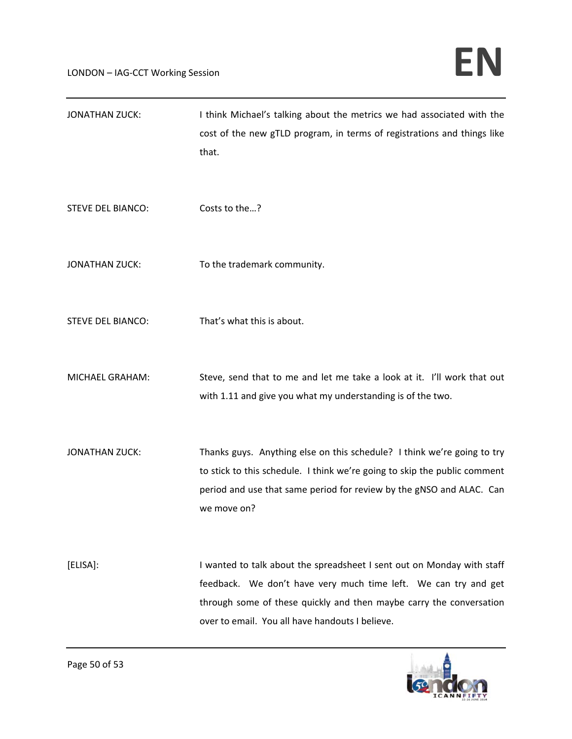JONATHAN ZUCK: I think Michael's talking about the metrics we had associated with the cost of the new gTLD program, in terms of registrations and things like that.

STEVE DEL BIANCO: Costs to the…?

JONATHAN ZUCK: To the trademark community.

STEVE DEL BIANCO: That's what this is about.

MICHAEL GRAHAM: Steve, send that to me and let me take a look at it. I'll work that out with 1.11 and give you what my understanding is of the two.

JONATHAN ZUCK: Thanks guys. Anything else on this schedule? I think we're going to try to stick to this schedule. I think we're going to skip the public comment period and use that same period for review by the gNSO and ALAC. Can we move on?

[ELISA]: I wanted to talk about the spreadsheet I sent out on Monday with staff feedback. We don't have very much time left. We can try and get through some of these quickly and then maybe carry the conversation over to email. You all have handouts I believe.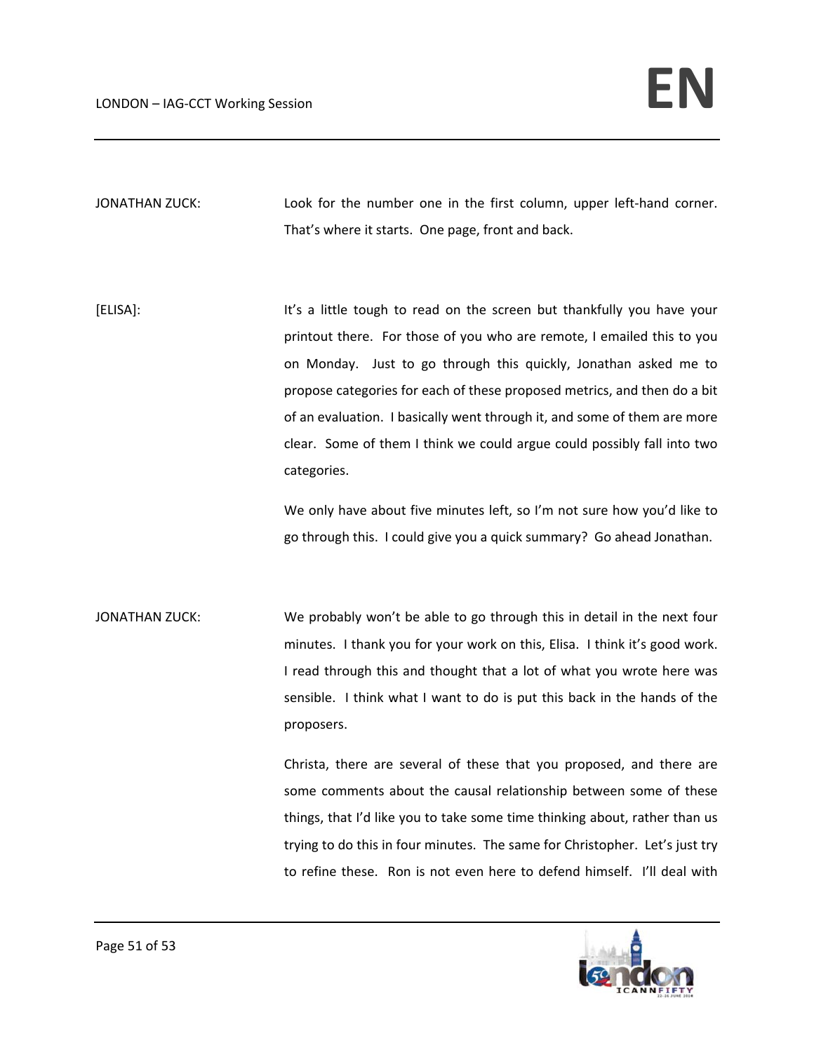JONATHAN ZUCK: Look for the number one in the first column, upper left-hand corner. That's where it starts. One page, front and back.

[ELISA]: It's a little tough to read on the screen but thankfully you have your printout there. For those of you who are remote, I emailed this to you on Monday. Just to go through this quickly, Jonathan asked me to propose categories for each of these proposed metrics, and then do a bit of an evaluation. I basically went through it, and some of them are more clear. Some of them I think we could argue could possibly fall into two categories.

We only have about five minutes left, so I'm not sure how you'd like to go through this. I could give you a quick summary? Go ahead Jonathan.

JONATHAN ZUCK: We probably won't be able to go through this in detail in the next four minutes. I thank you for your work on this, Elisa. I think it's good work. I read through this and thought that a lot of what you wrote here was sensible. I think what I want to do is put this back in the hands of the proposers.

Christa, there are several of these that you proposed, and there are some comments about the causal relationship between some of these things, that I'd like you to take some time thinking about, rather than us trying to do this in four minutes. The same for Christopher. Let's just try to refine these. Ron is not even here to defend himself. I'll deal with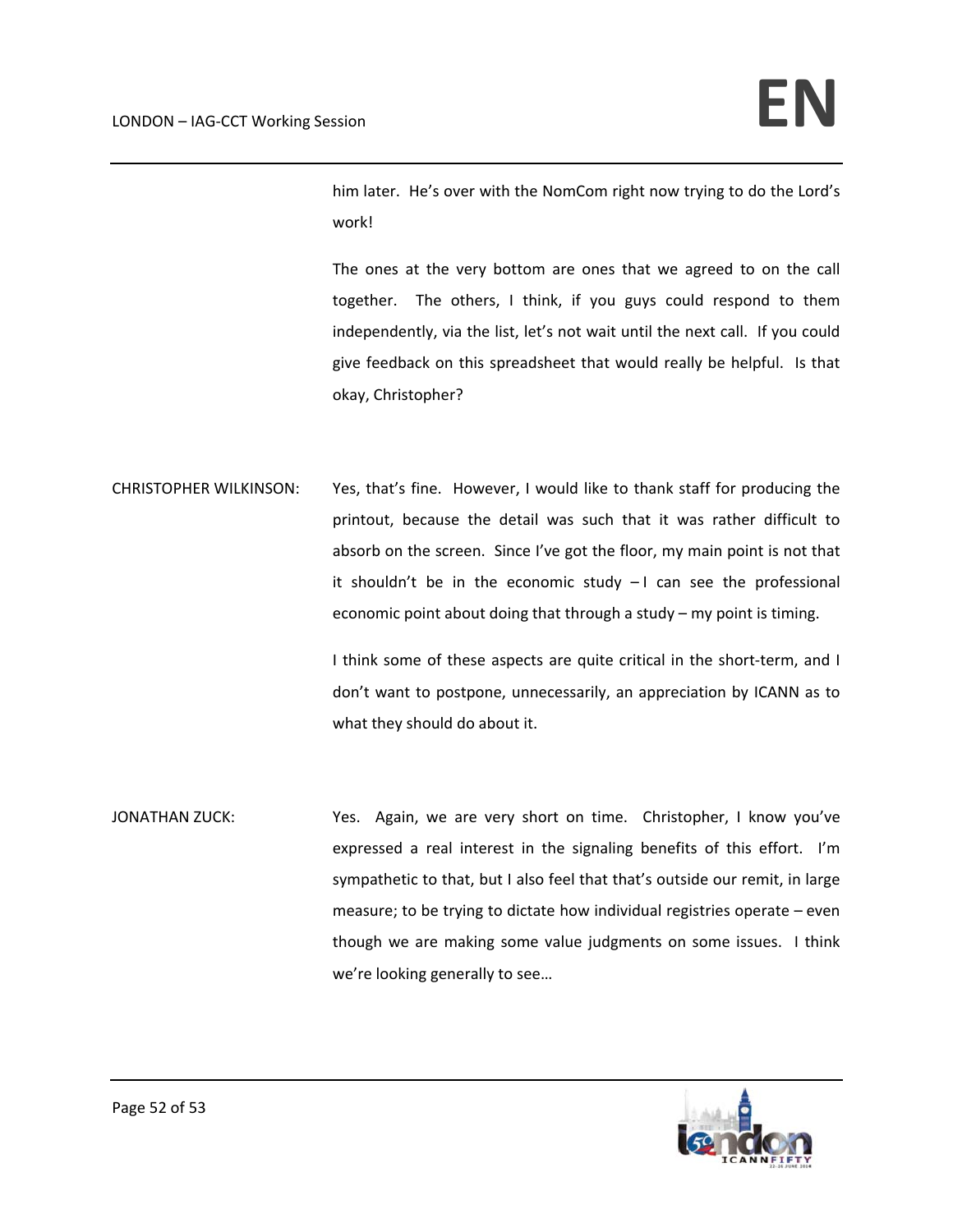him later. He's over with the NomCom right now trying to do the Lord's work!

The ones at the very bottom are ones that we agreed to on the call together. The others, I think, if you guys could respond to them independently, via the list, let's not wait until the next call. If you could give feedback on this spreadsheet that would really be helpful. Is that okay, Christopher?

CHRISTOPHER WILKINSON: Yes, that's fine. However, I would like to thank staff for producing the printout, because the detail was such that it was rather difficult to absorb on the screen. Since I've got the floor, my main point is not that it shouldn't be in the economic study – I can see the professional economic point about doing that through a study – my point is timing.

I think some of these aspects are quite critical in the short-term, and I don't want to postpone, unnecessarily, an appreciation by ICANN as to what they should do about it.

JONATHAN ZUCK: Yes. Again, we are very short on time. Christopher, I know you've expressed a real interest in the signaling benefits of this effort. I'm sympathetic to that, but I also feel that that's outside our remit, in large measure; to be trying to dictate how individual registries operate – even though we are making some value judgments on some issues. I think we're looking generally to see…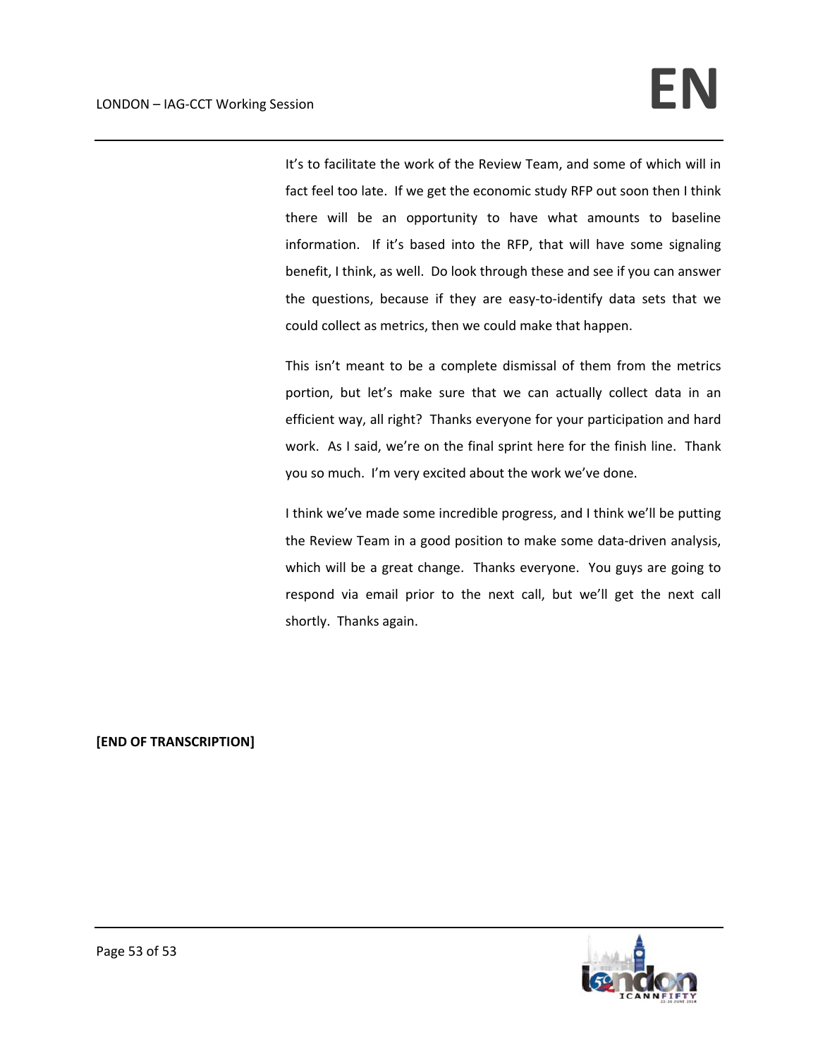It's to facilitate the work of the Review Team, and some of which will in fact feel too late. If we get the economic study RFP out soon then I think there will be an opportunity to have what amounts to baseline information. If it's based into the RFP, that will have some signaling benefit, I think, as well. Do look through these and see if you can answer the questions, because if they are easy-to-identify data sets that we could collect as metrics, then we could make that happen.

This isn't meant to be a complete dismissal of them from the metrics portion, but let's make sure that we can actually collect data in an efficient way, all right? Thanks everyone for your participation and hard work. As I said, we're on the final sprint here for the finish line. Thank you so much. I'm very excited about the work we've done.

I think we've made some incredible progress, and I think we'll be putting the Review Team in a good position to make some data-driven analysis, which will be a great change. Thanks everyone. You guys are going to respond via email prior to the next call, but we'll get the next call shortly. Thanks again.

**[END OF TRANSCRIPTION]**